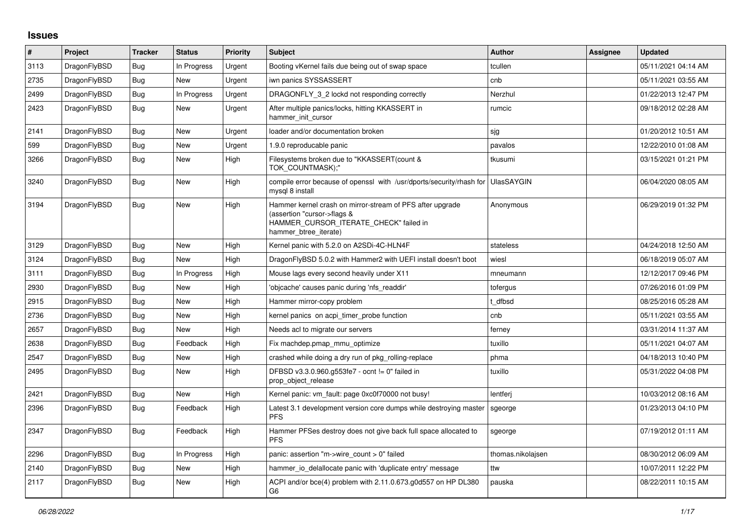## Issues

| # | Project | Tracker | Status | Priority | Subject | Author | Assignee | Updated |
|---|---|---|---|---|---|---|---|---|
| 3113 | DragonFlyBSD | Bug | In Progress | Urgent | Booting vKernel fails due being out of swap space | tcullen | | 05/11/2021 04:14 AM |
| 2735 | DragonFlyBSD | Bug | New | Urgent | iwn panics SYSSASSERT | cnb | | 05/11/2021 03:55 AM |
| 2499 | DragonFlyBSD | Bug | In Progress | Urgent | DRAGONFLY_3_2 lockd not responding correctly | Nerzhul | | 01/22/2013 12:47 PM |
| 2423 | DragonFlyBSD | Bug | New | Urgent | After multiple panics/locks, hitting KKASSERT in hammer_init_cursor | rumcic | | 09/18/2012 02:28 AM |
| 2141 | DragonFlyBSD | Bug | New | Urgent | loader and/or documentation broken | sjg | | 01/20/2012 10:51 AM |
| 599 | DragonFlyBSD | Bug | New | Urgent | 1.9.0 reproducable panic | pavalos | | 12/22/2010 01:08 AM |
| 3266 | DragonFlyBSD | Bug | New | High | Filesystems broken due to "KKASSERT(count & TOK_COUNTMASK);" | tkusumi | | 03/15/2021 01:21 PM |
| 3240 | DragonFlyBSD | Bug | New | High | compile error because of openssl with /usr/dports/security/rhash for mysql 8 install | UlasSAYGIN | | 06/04/2020 08:05 AM |
| 3194 | DragonFlyBSD | Bug | New | High | Hammer kernel crash on mirror-stream of PFS after upgrade (assertion "cursor->flags & HAMMER_CURSOR_ITERATE_CHECK" failed in hammer_btree_iterate) | Anonymous | | 06/29/2019 01:32 PM |
| 3129 | DragonFlyBSD | Bug | New | High | Kernel panic with 5.2.0 on A2SDi-4C-HLN4F | stateless | | 04/24/2018 12:50 AM |
| 3124 | DragonFlyBSD | Bug | New | High | DragonFlyBSD 5.0.2 with Hammer2 with UEFI install doesn't boot | wiesl | | 06/18/2019 05:07 AM |
| 3111 | DragonFlyBSD | Bug | In Progress | High | Mouse lags every second heavily under X11 | mneumann | | 12/12/2017 09:46 PM |
| 2930 | DragonFlyBSD | Bug | New | High | 'objcache' causes panic during 'nfs_readdir' | tofergus | | 07/26/2016 01:09 PM |
| 2915 | DragonFlyBSD | Bug | New | High | Hammer mirror-copy problem | t_dfbsd | | 08/25/2016 05:28 AM |
| 2736 | DragonFlyBSD | Bug | New | High | kernel panics on acpi_timer_probe function | cnb | | 05/11/2021 03:55 AM |
| 2657 | DragonFlyBSD | Bug | New | High | Needs acl to migrate our servers | ferney | | 03/31/2014 11:37 AM |
| 2638 | DragonFlyBSD | Bug | Feedback | High | Fix machdep.pmap_mmu_optimize | tuxillo | | 05/11/2021 04:07 AM |
| 2547 | DragonFlyBSD | Bug | New | High | crashed while doing a dry run of pkg_rolling-replace | phma | | 04/18/2013 10:40 PM |
| 2495 | DragonFlyBSD | Bug | New | High | DFBSD v3.3.0.960.g553fe7 - ocnt != 0" failed in prop_object_release | tuxillo | | 05/31/2022 04:08 PM |
| 2421 | DragonFlyBSD | Bug | New | High | Kernel panic: vm_fault: page 0xc0f70000 not busy! | lentferj | | 10/03/2012 08:16 AM |
| 2396 | DragonFlyBSD | Bug | Feedback | High | Latest 3.1 development version core dumps while destroying master PFS | sgeorge | | 01/23/2013 04:10 PM |
| 2347 | DragonFlyBSD | Bug | Feedback | High | Hammer PFSes destroy does not give back full space allocated to PFS | sgeorge | | 07/19/2012 01:11 AM |
| 2296 | DragonFlyBSD | Bug | In Progress | High | panic: assertion "m->wire_count > 0" failed | thomas.nikolajsen | | 08/30/2012 06:09 AM |
| 2140 | DragonFlyBSD | Bug | New | High | hammer_io_delallocate panic with 'duplicate entry' message | ttw | | 10/07/2011 12:22 PM |
| 2117 | DragonFlyBSD | Bug | New | High | ACPI and/or bce(4) problem with 2.11.0.673.g0d557 on HP DL380 G6 | pauska | | 08/22/2011 10:15 AM |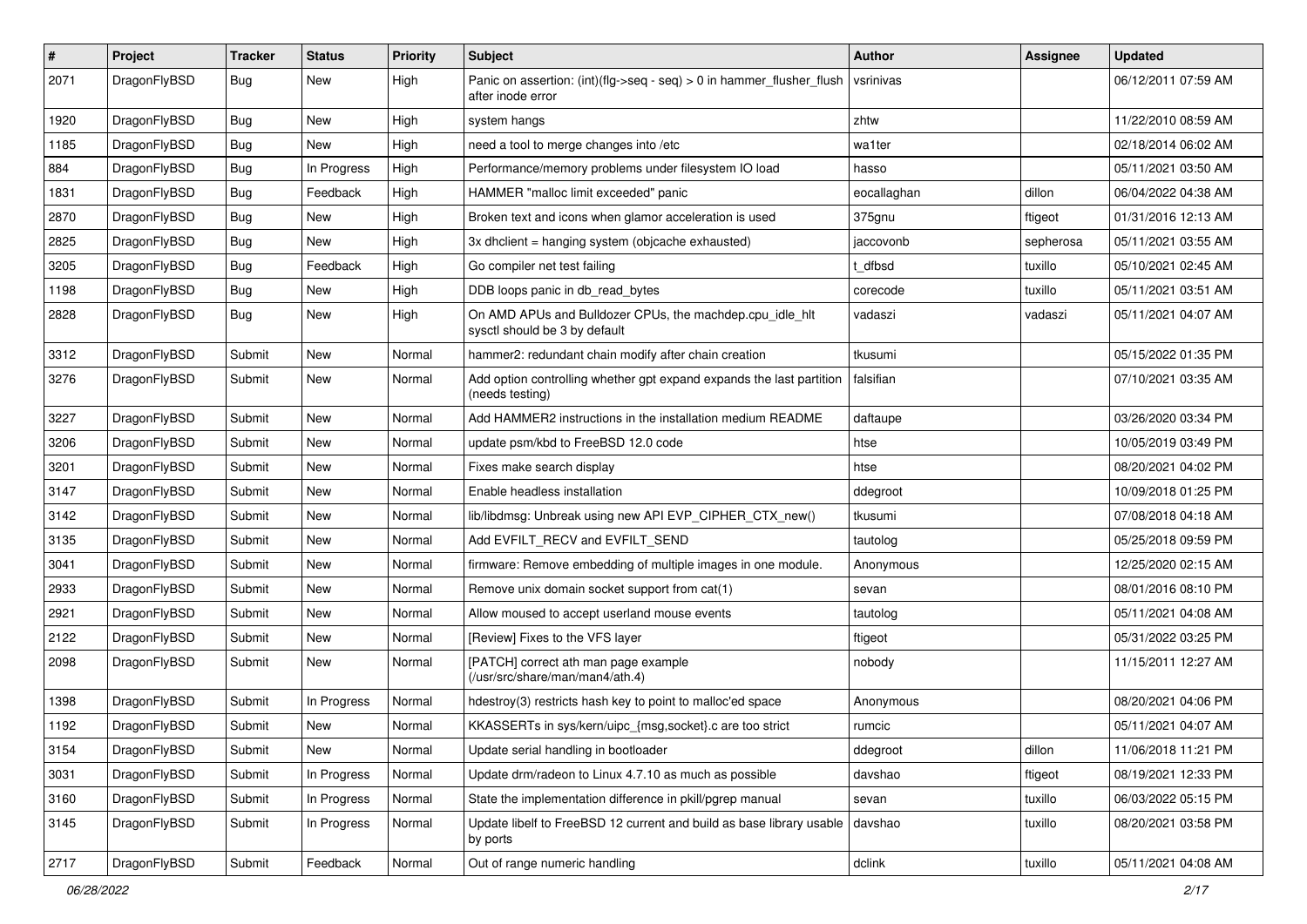| # | Project | Tracker | Status | Priority | Subject | Author | Assignee | Updated |
|---|---|---|---|---|---|---|---|---|
| 2071 | DragonFlyBSD | Bug | New | High | Panic on assertion: (int)(flg->seq - seq) > 0 in hammer_flusher_flush after inode error | vsrinivas | | 06/12/2011 07:59 AM |
| 1920 | DragonFlyBSD | Bug | New | High | system hangs | zhtw | | 11/22/2010 08:59 AM |
| 1185 | DragonFlyBSD | Bug | New | High | need a tool to merge changes into /etc | wa1ter | | 02/18/2014 06:02 AM |
| 884 | DragonFlyBSD | Bug | In Progress | High | Performance/memory problems under filesystem IO load | hasso | | 05/11/2021 03:50 AM |
| 1831 | DragonFlyBSD | Bug | Feedback | High | HAMMER "malloc limit exceeded" panic | eocallaghan | dillon | 06/04/2022 04:38 AM |
| 2870 | DragonFlyBSD | Bug | New | High | Broken text and icons when glamor acceleration is used | 375gnu | ftigeot | 01/31/2016 12:13 AM |
| 2825 | DragonFlyBSD | Bug | New | High | 3x dhclient = hanging system (objcache exhausted) | jaccovonb | sepherosa | 05/11/2021 03:55 AM |
| 3205 | DragonFlyBSD | Bug | Feedback | High | Go compiler net test failing | t_dfbsd | tuxillo | 05/10/2021 02:45 AM |
| 1198 | DragonFlyBSD | Bug | New | High | DDB loops panic in db_read_bytes | corecode | tuxillo | 05/11/2021 03:51 AM |
| 2828 | DragonFlyBSD | Bug | New | High | On AMD APUs and Bulldozer CPUs, the machdep.cpu_idle_hlt sysctl should be 3 by default | vadaszi | vadaszi | 05/11/2021 04:07 AM |
| 3312 | DragonFlyBSD | Submit | New | Normal | hammer2: redundant chain modify after chain creation | tkusumi | | 05/15/2022 01:35 PM |
| 3276 | DragonFlyBSD | Submit | New | Normal | Add option controlling whether gpt expand expands the last partition (needs testing) | falsifian | | 07/10/2021 03:35 AM |
| 3227 | DragonFlyBSD | Submit | New | Normal | Add HAMMER2 instructions in the installation medium README | daftaupe | | 03/26/2020 03:34 PM |
| 3206 | DragonFlyBSD | Submit | New | Normal | update psm/kbd to FreeBSD 12.0 code | htse | | 10/05/2019 03:49 PM |
| 3201 | DragonFlyBSD | Submit | New | Normal | Fixes make search display | htse | | 08/20/2021 04:02 PM |
| 3147 | DragonFlyBSD | Submit | New | Normal | Enable headless installation | ddegroot | | 10/09/2018 01:25 PM |
| 3142 | DragonFlyBSD | Submit | New | Normal | lib/libdmsg: Unbreak using new API EVP_CIPHER_CTX_new() | tkusumi | | 07/08/2018 04:18 AM |
| 3135 | DragonFlyBSD | Submit | New | Normal | Add EVFILT_RECV and EVFILT_SEND | tautolog | | 05/25/2018 09:59 PM |
| 3041 | DragonFlyBSD | Submit | New | Normal | firmware: Remove embedding of multiple images in one module. | Anonymous | | 12/25/2020 02:15 AM |
| 2933 | DragonFlyBSD | Submit | New | Normal | Remove unix domain socket support from cat(1) | sevan | | 08/01/2016 08:10 PM |
| 2921 | DragonFlyBSD | Submit | New | Normal | Allow moused to accept userland mouse events | tautolog | | 05/11/2021 04:08 AM |
| 2122 | DragonFlyBSD | Submit | New | Normal | [Review] Fixes to the VFS layer | ftigeot | | 05/31/2022 03:25 PM |
| 2098 | DragonFlyBSD | Submit | New | Normal | [PATCH] correct ath man page example (/usr/src/share/man/man4/ath.4) | nobody | | 11/15/2011 12:27 AM |
| 1398 | DragonFlyBSD | Submit | In Progress | Normal | hdestroy(3) restricts hash key to point to malloc'ed space | Anonymous | | 08/20/2021 04:06 PM |
| 1192 | DragonFlyBSD | Submit | New | Normal | KKASSERTs in sys/kern/uipc_{msg,socket}.c are too strict | rumcic | | 05/11/2021 04:07 AM |
| 3154 | DragonFlyBSD | Submit | New | Normal | Update serial handling in bootloader | ddegroot | dillon | 11/06/2018 11:21 PM |
| 3031 | DragonFlyBSD | Submit | In Progress | Normal | Update drm/radeon to Linux 4.7.10 as much as possible | davshao | ftigeot | 08/19/2021 12:33 PM |
| 3160 | DragonFlyBSD | Submit | In Progress | Normal | State the implementation difference in pkill/pgrep manual | sevan | tuxillo | 06/03/2022 05:15 PM |
| 3145 | DragonFlyBSD | Submit | In Progress | Normal | Update libelf to FreeBSD 12 current and build as base library usable by ports | davshao | tuxillo | 08/20/2021 03:58 PM |
| 2717 | DragonFlyBSD | Submit | Feedback | Normal | Out of range numeric handling | dclink | tuxillo | 05/11/2021 04:08 AM |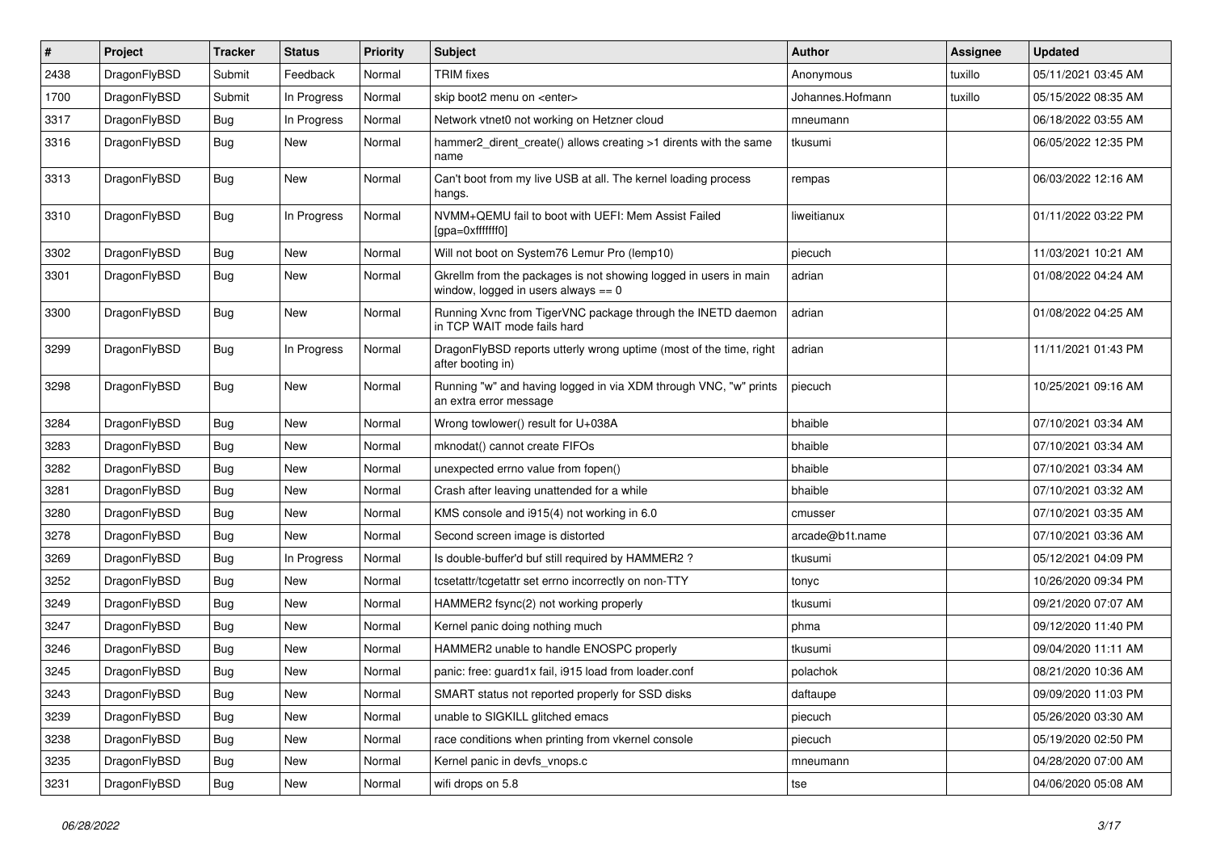| # | Project | Tracker | Status | Priority | Subject | Author | Assignee | Updated |
|---|---|---|---|---|---|---|---|---|
| 2438 | DragonFlyBSD | Submit | Feedback | Normal | TRIM fixes | Anonymous | tuxillo | 05/11/2021 03:45 AM |
| 1700 | DragonFlyBSD | Submit | In Progress | Normal | skip boot2 menu on <enter> | Johannes.Hofmann | tuxillo | 05/15/2022 08:35 AM |
| 3317 | DragonFlyBSD | Bug | In Progress | Normal | Network vtnet0 not working on Hetzner cloud | mneumann |  | 06/18/2022 03:55 AM |
| 3316 | DragonFlyBSD | Bug | New | Normal | hammer2_dirent_create() allows creating >1 dirents with the same name | tkusumi |  | 06/05/2022 12:35 PM |
| 3313 | DragonFlyBSD | Bug | New | Normal | Can't boot from my live USB at all. The kernel loading process hangs. | rempas |  | 06/03/2022 12:16 AM |
| 3310 | DragonFlyBSD | Bug | In Progress | Normal | NVMM+QEMU fail to boot with UEFI: Mem Assist Failed [gpa=0xfffffff0] | liweitianux |  | 01/11/2022 03:22 PM |
| 3302 | DragonFlyBSD | Bug | New | Normal | Will not boot on System76 Lemur Pro (lemp10) | piecuch |  | 11/03/2021 10:21 AM |
| 3301 | DragonFlyBSD | Bug | New | Normal | Gkrellm from the packages is not showing logged in users in main window, logged in users always == 0 | adrian |  | 01/08/2022 04:24 AM |
| 3300 | DragonFlyBSD | Bug | New | Normal | Running Xvnc from TigerVNC package through the INETD daemon in TCP WAIT mode fails hard | adrian |  | 01/08/2022 04:25 AM |
| 3299 | DragonFlyBSD | Bug | In Progress | Normal | DragonFlyBSD reports utterly wrong uptime (most of the time, right after booting in) | adrian |  | 11/11/2021 01:43 PM |
| 3298 | DragonFlyBSD | Bug | New | Normal | Running "w" and having logged in via XDM through VNC, "w" prints an extra error message | piecuch |  | 10/25/2021 09:16 AM |
| 3284 | DragonFlyBSD | Bug | New | Normal | Wrong towlower() result for U+038A | bhaible |  | 07/10/2021 03:34 AM |
| 3283 | DragonFlyBSD | Bug | New | Normal | mknodat() cannot create FIFOs | bhaible |  | 07/10/2021 03:34 AM |
| 3282 | DragonFlyBSD | Bug | New | Normal | unexpected errno value from fopen() | bhaible |  | 07/10/2021 03:34 AM |
| 3281 | DragonFlyBSD | Bug | New | Normal | Crash after leaving unattended for a while | bhaible |  | 07/10/2021 03:32 AM |
| 3280 | DragonFlyBSD | Bug | New | Normal | KMS console and i915(4) not working in 6.0 | cmusser |  | 07/10/2021 03:35 AM |
| 3278 | DragonFlyBSD | Bug | New | Normal | Second screen image is distorted | arcade@b1t.name |  | 07/10/2021 03:36 AM |
| 3269 | DragonFlyBSD | Bug | In Progress | Normal | Is double-buffer'd buf still required by HAMMER2 ? | tkusumi |  | 05/12/2021 04:09 PM |
| 3252 | DragonFlyBSD | Bug | New | Normal | tcsetattr/tcgetattr set errno incorrectly on non-TTY | tonyc |  | 10/26/2020 09:34 PM |
| 3249 | DragonFlyBSD | Bug | New | Normal | HAMMER2 fsync(2) not working properly | tkusumi |  | 09/21/2020 07:07 AM |
| 3247 | DragonFlyBSD | Bug | New | Normal | Kernel panic doing nothing much | phma |  | 09/12/2020 11:40 PM |
| 3246 | DragonFlyBSD | Bug | New | Normal | HAMMER2 unable to handle ENOSPC properly | tkusumi |  | 09/04/2020 11:11 AM |
| 3245 | DragonFlyBSD | Bug | New | Normal | panic: free: guard1x fail, i915 load from loader.conf | polachok |  | 08/21/2020 10:36 AM |
| 3243 | DragonFlyBSD | Bug | New | Normal | SMART status not reported properly for SSD disks | daftaupe |  | 09/09/2020 11:03 PM |
| 3239 | DragonFlyBSD | Bug | New | Normal | unable to SIGKILL glitched emacs | piecuch |  | 05/26/2020 03:30 AM |
| 3238 | DragonFlyBSD | Bug | New | Normal | race conditions when printing from vkernel console | piecuch |  | 05/19/2020 02:50 PM |
| 3235 | DragonFlyBSD | Bug | New | Normal | Kernel panic in devfs_vnops.c | mneumann |  | 04/28/2020 07:00 AM |
| 3231 | DragonFlyBSD | Bug | New | Normal | wifi drops on 5.8 | tse |  | 04/06/2020 05:08 AM |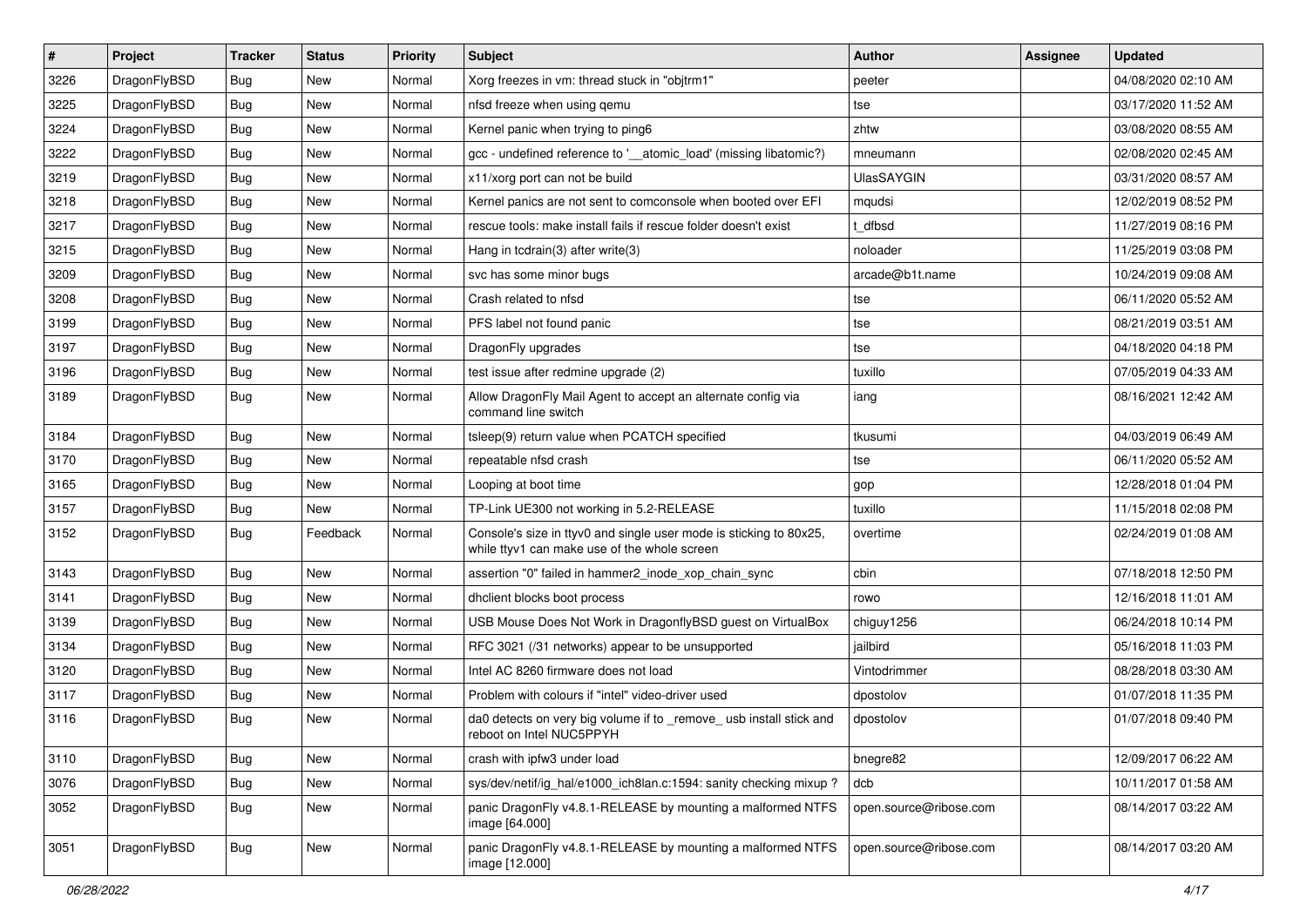| # | Project | Tracker | Status | Priority | Subject | Author | Assignee | Updated |
|---|---|---|---|---|---|---|---|---|
| 3226 | DragonFlyBSD | Bug | New | Normal | Xorg freezes in vm: thread stuck in "objtrm1" | peeter | | 04/08/2020 02:10 AM |
| 3225 | DragonFlyBSD | Bug | New | Normal | nfsd freeze when using qemu | tse | | 03/17/2020 11:52 AM |
| 3224 | DragonFlyBSD | Bug | New | Normal | Kernel panic when trying to ping6 | zhtw | | 03/08/2020 08:55 AM |
| 3222 | DragonFlyBSD | Bug | New | Normal | gcc - undefined reference to '__atomic_load' (missing libatomic?) | mneumann | | 02/08/2020 02:45 AM |
| 3219 | DragonFlyBSD | Bug | New | Normal | x11/xorg port can not be build | UlasSAYGIN | | 03/31/2020 08:57 AM |
| 3218 | DragonFlyBSD | Bug | New | Normal | Kernel panics are not sent to comconsole when booted over EFI | mqudsi | | 12/02/2019 08:52 PM |
| 3217 | DragonFlyBSD | Bug | New | Normal | rescue tools: make install fails if rescue folder doesn't exist | t_dfbsd | | 11/27/2019 08:16 PM |
| 3215 | DragonFlyBSD | Bug | New | Normal | Hang in tcdrain(3) after write(3) | noloader | | 11/25/2019 03:08 PM |
| 3209 | DragonFlyBSD | Bug | New | Normal | svc has some minor bugs | arcade@b1t.name | | 10/24/2019 09:08 AM |
| 3208 | DragonFlyBSD | Bug | New | Normal | Crash related to nfsd | tse | | 06/11/2020 05:52 AM |
| 3199 | DragonFlyBSD | Bug | New | Normal | PFS label not found panic | tse | | 08/21/2019 03:51 AM |
| 3197 | DragonFlyBSD | Bug | New | Normal | DragonFly upgrades | tse | | 04/18/2020 04:18 PM |
| 3196 | DragonFlyBSD | Bug | New | Normal | test issue after redmine upgrade (2) | tuxillo | | 07/05/2019 04:33 AM |
| 3189 | DragonFlyBSD | Bug | New | Normal | Allow DragonFly Mail Agent to accept an alternate config via command line switch | iang | | 08/16/2021 12:42 AM |
| 3184 | DragonFlyBSD | Bug | New | Normal | tsleep(9) return value when PCATCH specified | tkusumi | | 04/03/2019 06:49 AM |
| 3170 | DragonFlyBSD | Bug | New | Normal | repeatable nfsd crash | tse | | 06/11/2020 05:52 AM |
| 3165 | DragonFlyBSD | Bug | New | Normal | Looping at boot time | gop | | 12/28/2018 01:04 PM |
| 3157 | DragonFlyBSD | Bug | New | Normal | TP-Link UE300 not working in 5.2-RELEASE | tuxillo | | 11/15/2018 02:08 PM |
| 3152 | DragonFlyBSD | Bug | Feedback | Normal | Console's size in ttyv0 and single user mode is sticking to 80x25, while ttyv1 can make use of the whole screen | overtime | | 02/24/2019 01:08 AM |
| 3143 | DragonFlyBSD | Bug | New | Normal | assertion "0" failed in hammer2_inode_xop_chain_sync | cbin | | 07/18/2018 12:50 PM |
| 3141 | DragonFlyBSD | Bug | New | Normal | dhclient blocks boot process | rowo | | 12/16/2018 11:01 AM |
| 3139 | DragonFlyBSD | Bug | New | Normal | USB Mouse Does Not Work in DragonflyBSD guest on VirtualBox | chiguy1256 | | 06/24/2018 10:14 PM |
| 3134 | DragonFlyBSD | Bug | New | Normal | RFC 3021 (/31 networks) appear to be unsupported | jailbird | | 05/16/2018 11:03 PM |
| 3120 | DragonFlyBSD | Bug | New | Normal | Intel AC 8260 firmware does not load | Vintodrimmer | | 08/28/2018 03:30 AM |
| 3117 | DragonFlyBSD | Bug | New | Normal | Problem with colours if "intel" video-driver used | dpostolov | | 01/07/2018 11:35 PM |
| 3116 | DragonFlyBSD | Bug | New | Normal | da0 detects on very big volume if to _remove_ usb install stick and reboot on Intel NUC5PPYH | dpostolov | | 01/07/2018 09:40 PM |
| 3110 | DragonFlyBSD | Bug | New | Normal | crash with ipfw3 under load | bnegre82 | | 12/09/2017 06:22 AM |
| 3076 | DragonFlyBSD | Bug | New | Normal | sys/dev/netif/ig_hal/e1000_ich8lan.c:1594: sanity checking mixup ? | dcb | | 10/11/2017 01:58 AM |
| 3052 | DragonFlyBSD | Bug | New | Normal | panic DragonFly v4.8.1-RELEASE by mounting a malformed NTFS image [64.000] | open.source@ribose.com | | 08/14/2017 03:22 AM |
| 3051 | DragonFlyBSD | Bug | New | Normal | panic DragonFly v4.8.1-RELEASE by mounting a malformed NTFS image [12.000] | open.source@ribose.com | | 08/14/2017 03:20 AM |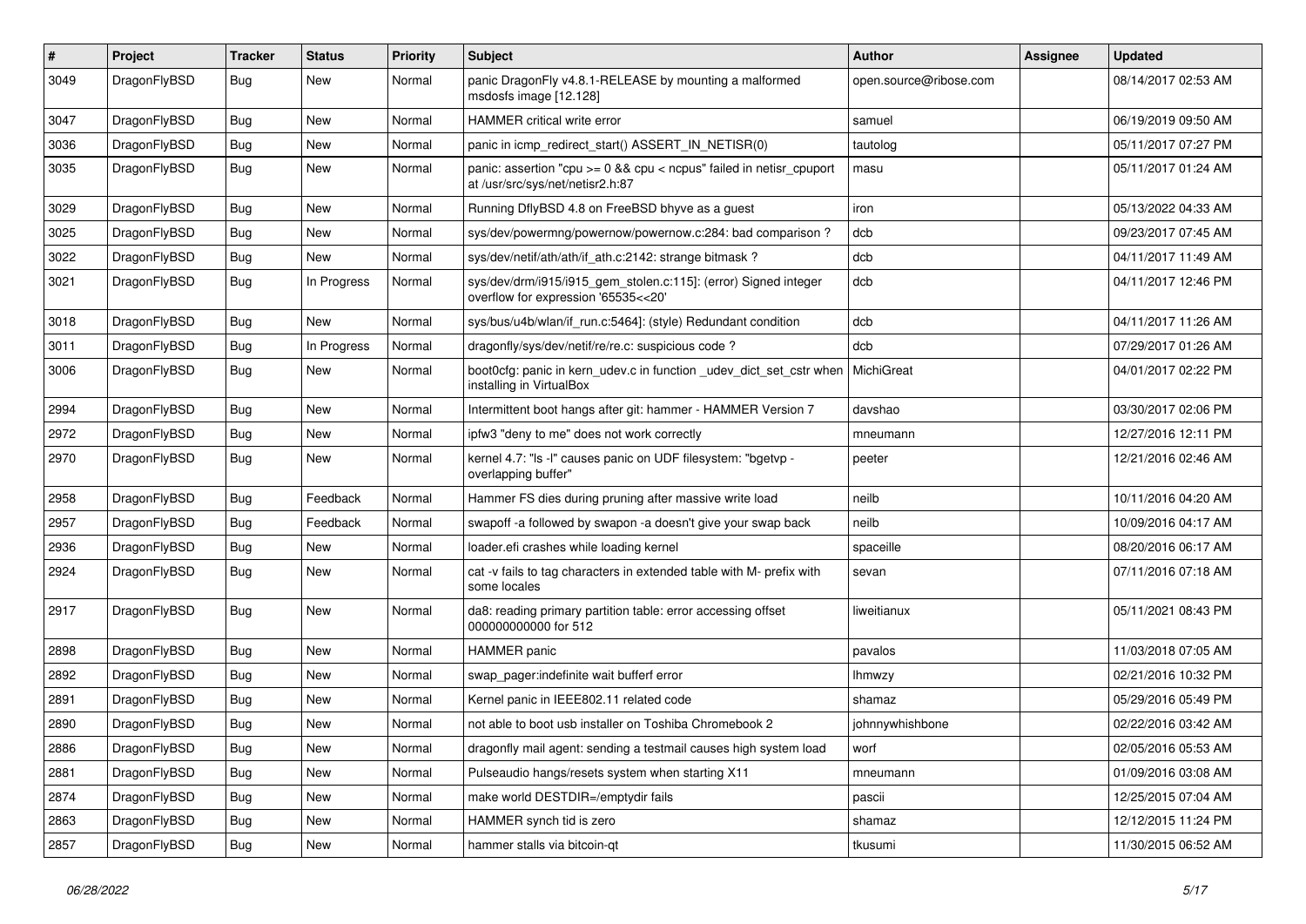| # | Project | Tracker | Status | Priority | Subject | Author | Assignee | Updated |
|---|---|---|---|---|---|---|---|---|
| 3049 | DragonFlyBSD | Bug | New | Normal | panic DragonFly v4.8.1-RELEASE by mounting a malformed msdosfs image [12.128] | open.source@ribose.com | | 08/14/2017 02:53 AM |
| 3047 | DragonFlyBSD | Bug | New | Normal | HAMMER critical write error | samuel | | 06/19/2019 09:50 AM |
| 3036 | DragonFlyBSD | Bug | New | Normal | panic in icmp_redirect_start() ASSERT_IN_NETISR(0) | tautolog | | 05/11/2017 07:27 PM |
| 3035 | DragonFlyBSD | Bug | New | Normal | panic: assertion "cpu >= 0 && cpu < ncpus" failed in netisr_cpuport at /usr/src/sys/net/netisr2.h:87 | masu | | 05/11/2017 01:24 AM |
| 3029 | DragonFlyBSD | Bug | New | Normal | Running DflyBSD 4.8 on FreeBSD bhyve as a guest | iron | | 05/13/2022 04:33 AM |
| 3025 | DragonFlyBSD | Bug | New | Normal | sys/dev/powermng/powernow/powernow.c:284: bad comparison ? | dcb | | 09/23/2017 07:45 AM |
| 3022 | DragonFlyBSD | Bug | New | Normal | sys/dev/netif/ath/ath/if_ath.c:2142: strange bitmask ? | dcb | | 04/11/2017 11:49 AM |
| 3021 | DragonFlyBSD | Bug | In Progress | Normal | sys/dev/drm/i915/i915_gem_stolen.c:115]: (error) Signed integer overflow for expression '65535<<20' | dcb | | 04/11/2017 12:46 PM |
| 3018 | DragonFlyBSD | Bug | New | Normal | sys/bus/u4b/wlan/if_run.c:5464]: (style) Redundant condition | dcb | | 04/11/2017 11:26 AM |
| 3011 | DragonFlyBSD | Bug | In Progress | Normal | dragonfly/sys/dev/netif/re/re.c: suspicious code ? | dcb | | 07/29/2017 01:26 AM |
| 3006 | DragonFlyBSD | Bug | New | Normal | boot0cfg: panic in kern_udev.c in function _udev_dict_set_cstr when installing in VirtualBox | MichiGreat | | 04/01/2017 02:22 PM |
| 2994 | DragonFlyBSD | Bug | New | Normal | Intermittent boot hangs after git: hammer - HAMMER Version 7 | davshao | | 03/30/2017 02:06 PM |
| 2972 | DragonFlyBSD | Bug | New | Normal | ipfw3 "deny to me" does not work correctly | mneumann | | 12/27/2016 12:11 PM |
| 2970 | DragonFlyBSD | Bug | New | Normal | kernel 4.7: "ls -l" causes panic on UDF filesystem: "bgetvp - overlapping buffer" | peeter | | 12/21/2016 02:46 AM |
| 2958 | DragonFlyBSD | Bug | Feedback | Normal | Hammer FS dies during pruning after massive write load | neilb | | 10/11/2016 04:20 AM |
| 2957 | DragonFlyBSD | Bug | Feedback | Normal | swapoff -a followed by swapon -a doesn't give your swap back | neilb | | 10/09/2016 04:17 AM |
| 2936 | DragonFlyBSD | Bug | New | Normal | loader.efi crashes while loading kernel | spaceille | | 08/20/2016 06:17 AM |
| 2924 | DragonFlyBSD | Bug | New | Normal | cat -v fails to tag characters in extended table with M- prefix with some locales | sevan | | 07/11/2016 07:18 AM |
| 2917 | DragonFlyBSD | Bug | New | Normal | da8: reading primary partition table: error accessing offset 000000000000 for 512 | liweitianux | | 05/11/2021 08:43 PM |
| 2898 | DragonFlyBSD | Bug | New | Normal | HAMMER panic | pavalos | | 11/03/2018 07:05 AM |
| 2892 | DragonFlyBSD | Bug | New | Normal | swap_pager:indefinite wait bufferf error | lhmwzy | | 02/21/2016 10:32 PM |
| 2891 | DragonFlyBSD | Bug | New | Normal | Kernel panic in IEEE802.11 related code | shamaz | | 05/29/2016 05:49 PM |
| 2890 | DragonFlyBSD | Bug | New | Normal | not able to boot usb installer on Toshiba Chromebook 2 | johnnywhishbone | | 02/22/2016 03:42 AM |
| 2886 | DragonFlyBSD | Bug | New | Normal | dragonfly mail agent: sending a testmail causes high system load | worf | | 02/05/2016 05:53 AM |
| 2881 | DragonFlyBSD | Bug | New | Normal | Pulseaudio hangs/resets system when starting X11 | mneumann | | 01/09/2016 03:08 AM |
| 2874 | DragonFlyBSD | Bug | New | Normal | make world DESTDIR=/emptydir fails | pascii | | 12/25/2015 07:04 AM |
| 2863 | DragonFlyBSD | Bug | New | Normal | HAMMER synch tid is zero | shamaz | | 12/12/2015 11:24 PM |
| 2857 | DragonFlyBSD | Bug | New | Normal | hammer stalls via bitcoin-qt | tkusumi | | 11/30/2015 06:52 AM |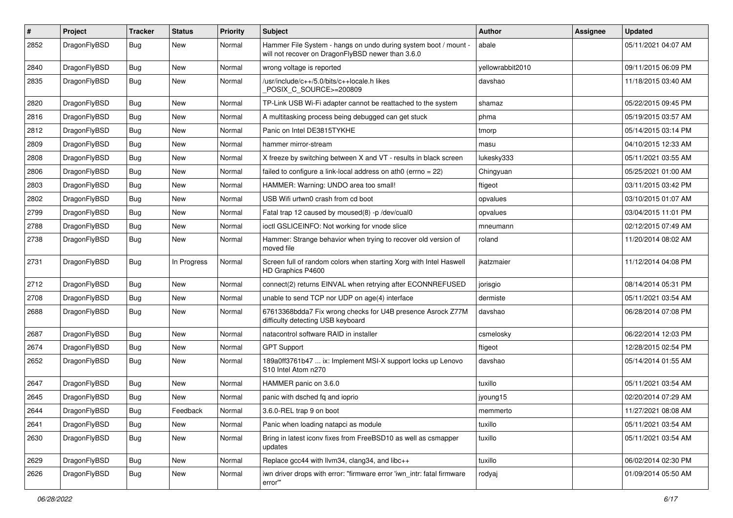| # | Project | Tracker | Status | Priority | Subject | Author | Assignee | Updated |
| --- | --- | --- | --- | --- | --- | --- | --- | --- |
| 2852 | DragonFlyBSD | Bug | New | Normal | Hammer File System - hangs on undo during system boot / mount - will not recover on DragonFlyBSD newer than 3.6.0 | abale | | 05/11/2021 04:07 AM |
| 2840 | DragonFlyBSD | Bug | New | Normal | wrong voltage is reported | yellowrabbit2010 | | 09/11/2015 06:09 PM |
| 2835 | DragonFlyBSD | Bug | New | Normal | /usr/include/c++/5.0/bits/c++locale.h likes _POSIX_C_SOURCE>=200809 | davshao | | 11/18/2015 03:40 AM |
| 2820 | DragonFlyBSD | Bug | New | Normal | TP-Link USB Wi-Fi adapter cannot be reattached to the system | shamaz | | 05/22/2015 09:45 PM |
| 2816 | DragonFlyBSD | Bug | New | Normal | A multitasking process being debugged can get stuck | phma | | 05/19/2015 03:57 AM |
| 2812 | DragonFlyBSD | Bug | New | Normal | Panic on Intel DE3815TYKHE | tmorp | | 05/14/2015 03:14 PM |
| 2809 | DragonFlyBSD | Bug | New | Normal | hammer mirror-stream | masu | | 04/10/2015 12:33 AM |
| 2808 | DragonFlyBSD | Bug | New | Normal | X freeze by switching between X and VT - results in black screen | lukesky333 | | 05/11/2021 03:55 AM |
| 2806 | DragonFlyBSD | Bug | New | Normal | failed to configure a link-local address on ath0 (errno = 22) | Chingyuan | | 05/25/2021 01:00 AM |
| 2803 | DragonFlyBSD | Bug | New | Normal | HAMMER: Warning: UNDO area too small! | ftigeot | | 03/11/2015 03:42 PM |
| 2802 | DragonFlyBSD | Bug | New | Normal | USB Wifi urtwn0 crash from cd boot | opvalues | | 03/10/2015 01:07 AM |
| 2799 | DragonFlyBSD | Bug | New | Normal | Fatal trap 12 caused by moused(8) -p /dev/cual0 | opvalues | | 03/04/2015 11:01 PM |
| 2788 | DragonFlyBSD | Bug | New | Normal | ioctl GSLICEINFO: Not working for vnode slice | mneumann | | 02/12/2015 07:49 AM |
| 2738 | DragonFlyBSD | Bug | New | Normal | Hammer: Strange behavior when trying to recover old version of moved file | roland | | 11/20/2014 08:02 AM |
| 2731 | DragonFlyBSD | Bug | In Progress | Normal | Screen full of random colors when starting Xorg with Intel Haswell HD Graphics P4600 | jkatzmaier | | 11/12/2014 04:08 PM |
| 2712 | DragonFlyBSD | Bug | New | Normal | connect(2) returns EINVAL when retrying after ECONNREFUSED | jorisgio | | 08/14/2014 05:31 PM |
| 2708 | DragonFlyBSD | Bug | New | Normal | unable to send TCP nor UDP on age(4) interface | dermiste | | 05/11/2021 03:54 AM |
| 2688 | DragonFlyBSD | Bug | New | Normal | 67613368bdda7 Fix wrong checks for U4B presence Asrock Z77M difficulty detecting USB keyboard | davshao | | 06/28/2014 07:08 PM |
| 2687 | DragonFlyBSD | Bug | New | Normal | natacontrol software RAID in installer | csmelosky | | 06/22/2014 12:03 PM |
| 2674 | DragonFlyBSD | Bug | New | Normal | GPT Support | ftigeot | | 12/28/2015 02:54 PM |
| 2652 | DragonFlyBSD | Bug | New | Normal | 189a0ff3761b47 ... ix: Implement MSI-X support locks up Lenovo S10 Intel Atom n270 | davshao | | 05/14/2014 01:55 AM |
| 2647 | DragonFlyBSD | Bug | New | Normal | HAMMER panic on 3.6.0 | tuxillo | | 05/11/2021 03:54 AM |
| 2645 | DragonFlyBSD | Bug | New | Normal | panic with dsched fq and ioprio | jyoung15 | | 02/20/2014 07:29 AM |
| 2644 | DragonFlyBSD | Bug | Feedback | Normal | 3.6.0-REL trap 9 on boot | memmerto | | 11/27/2021 08:08 AM |
| 2641 | DragonFlyBSD | Bug | New | Normal | Panic when loading natapci as module | tuxillo | | 05/11/2021 03:54 AM |
| 2630 | DragonFlyBSD | Bug | New | Normal | Bring in latest iconv fixes from FreeBSD10 as well as csmapper updates | tuxillo | | 05/11/2021 03:54 AM |
| 2629 | DragonFlyBSD | Bug | New | Normal | Replace gcc44 with llvm34, clang34, and libc++ | tuxillo | | 06/02/2014 02:30 PM |
| 2626 | DragonFlyBSD | Bug | New | Normal | iwn driver drops with error: "firmware error 'iwn_intr: fatal firmware error'" | rodyaj | | 01/09/2014 05:50 AM |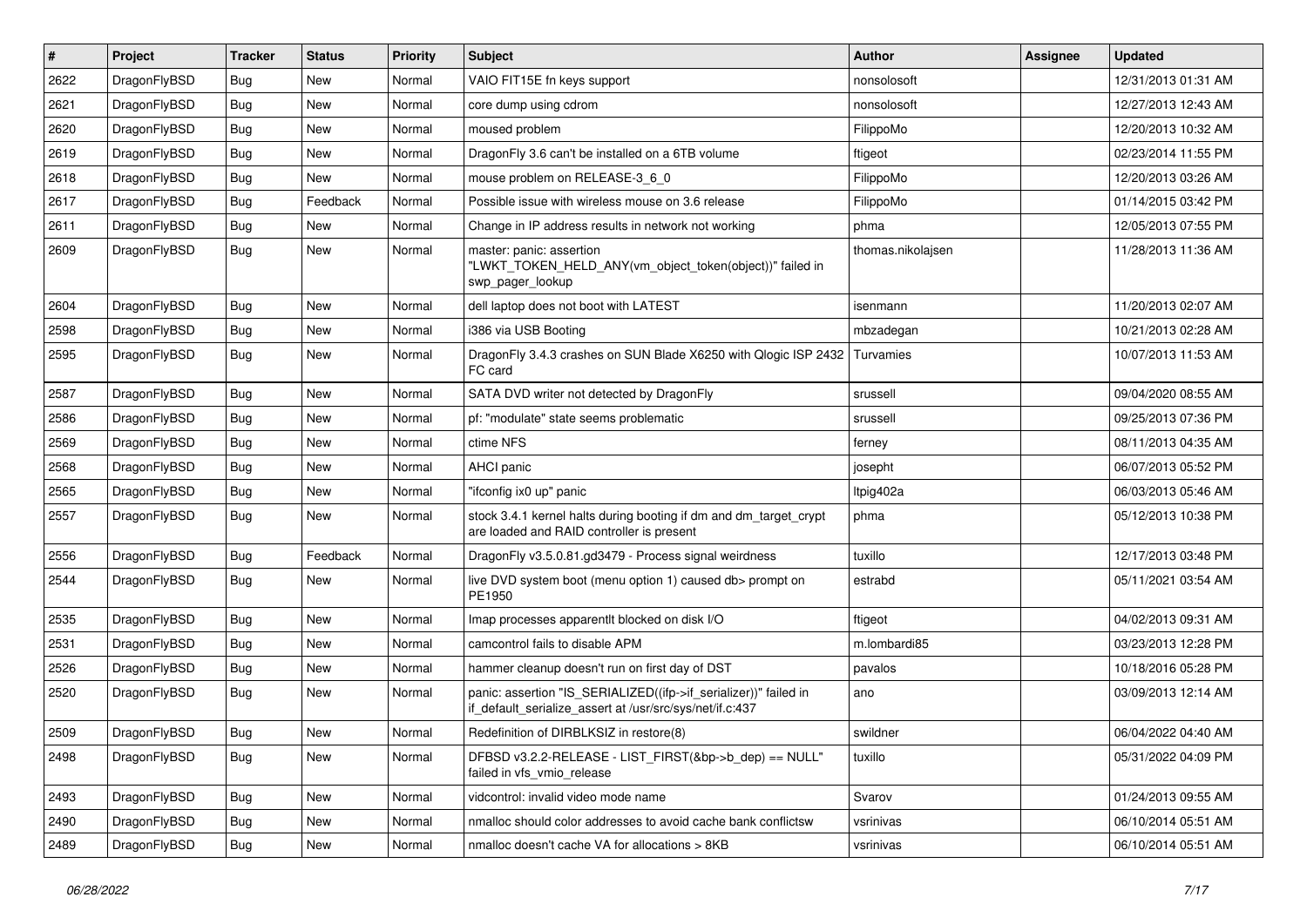| # | Project | Tracker | Status | Priority | Subject | Author | Assignee | Updated |
|---|---|---|---|---|---|---|---|---|
| 2622 | DragonFlyBSD | Bug | New | Normal | VAIO FIT15E fn keys support | nonsolosoft | | 12/31/2013 01:31 AM |
| 2621 | DragonFlyBSD | Bug | New | Normal | core dump using cdrom | nonsolosoft | | 12/27/2013 12:43 AM |
| 2620 | DragonFlyBSD | Bug | New | Normal | moused problem | FilippoMo | | 12/20/2013 10:32 AM |
| 2619 | DragonFlyBSD | Bug | New | Normal | DragonFly 3.6 can't be installed on a 6TB volume | ftigeot | | 02/23/2014 11:55 PM |
| 2618 | DragonFlyBSD | Bug | New | Normal | mouse problem on RELEASE-3_6_0 | FilippoMo | | 12/20/2013 03:26 AM |
| 2617 | DragonFlyBSD | Bug | Feedback | Normal | Possible issue with wireless mouse on 3.6 release | FilippoMo | | 01/14/2015 03:42 PM |
| 2611 | DragonFlyBSD | Bug | New | Normal | Change in IP address results in network not working | phma | | 12/05/2013 07:55 PM |
| 2609 | DragonFlyBSD | Bug | New | Normal | master: panic: assertion "LWKT_TOKEN_HELD_ANY(vm_object_token(object))" failed in swp_pager_lookup | thomas.nikolajsen | | 11/28/2013 11:36 AM |
| 2604 | DragonFlyBSD | Bug | New | Normal | dell laptop does not boot with LATEST | isenmann | | 11/20/2013 02:07 AM |
| 2598 | DragonFlyBSD | Bug | New | Normal | i386 via USB Booting | mbzadegan | | 10/21/2013 02:28 AM |
| 2595 | DragonFlyBSD | Bug | New | Normal | DragonFly 3.4.3 crashes on SUN Blade X6250 with Qlogic ISP 2432 FC card | Turvamies | | 10/07/2013 11:53 AM |
| 2587 | DragonFlyBSD | Bug | New | Normal | SATA DVD writer not detected by DragonFly | srussell | | 09/04/2020 08:55 AM |
| 2586 | DragonFlyBSD | Bug | New | Normal | pf: "modulate" state seems problematic | srussell | | 09/25/2013 07:36 PM |
| 2569 | DragonFlyBSD | Bug | New | Normal | ctime NFS | ferney | | 08/11/2013 04:35 AM |
| 2568 | DragonFlyBSD | Bug | New | Normal | AHCI panic | josepht | | 06/07/2013 05:52 PM |
| 2565 | DragonFlyBSD | Bug | New | Normal | "ifconfig ix0 up" panic | Itpig402a | | 06/03/2013 05:46 AM |
| 2557 | DragonFlyBSD | Bug | New | Normal | stock 3.4.1 kernel halts during booting if dm and dm_target_crypt are loaded and RAID controller is present | phma | | 05/12/2013 10:38 PM |
| 2556 | DragonFlyBSD | Bug | Feedback | Normal | DragonFly v3.5.0.81.gd3479 - Process signal weirdness | tuxillo | | 12/17/2013 03:48 PM |
| 2544 | DragonFlyBSD | Bug | New | Normal | live DVD system boot (menu option 1) caused db> prompt on PE1950 | estrabd | | 05/11/2021 03:54 AM |
| 2535 | DragonFlyBSD | Bug | New | Normal | Imap processes apparentlt blocked on disk I/O | ftigeot | | 04/02/2013 09:31 AM |
| 2531 | DragonFlyBSD | Bug | New | Normal | camcontrol fails to disable APM | m.lombardi85 | | 03/23/2013 12:28 PM |
| 2526 | DragonFlyBSD | Bug | New | Normal | hammer cleanup doesn't run on first day of DST | pavalos | | 10/18/2016 05:28 PM |
| 2520 | DragonFlyBSD | Bug | New | Normal | panic: assertion "IS_SERIALIZED((ifp->if_serializer))" failed in if_default_serialize_assert at /usr/src/sys/net/if.c:437 | ano | | 03/09/2013 12:14 AM |
| 2509 | DragonFlyBSD | Bug | New | Normal | Redefinition of DIRBLKSIZ in restore(8) | swildner | | 06/04/2022 04:40 AM |
| 2498 | DragonFlyBSD | Bug | New | Normal | DFBSD v3.2.2-RELEASE - LIST_FIRST(&bp->b_dep) == NULL" failed in vfs_vmio_release | tuxillo | | 05/31/2022 04:09 PM |
| 2493 | DragonFlyBSD | Bug | New | Normal | vidcontrol: invalid video mode name | Svarov | | 01/24/2013 09:55 AM |
| 2490 | DragonFlyBSD | Bug | New | Normal | nmalloc should color addresses to avoid cache bank conflictsw | vsrinivas | | 06/10/2014 05:51 AM |
| 2489 | DragonFlyBSD | Bug | New | Normal | nmalloc doesn't cache VA for allocations > 8KB | vsrinivas | | 06/10/2014 05:51 AM |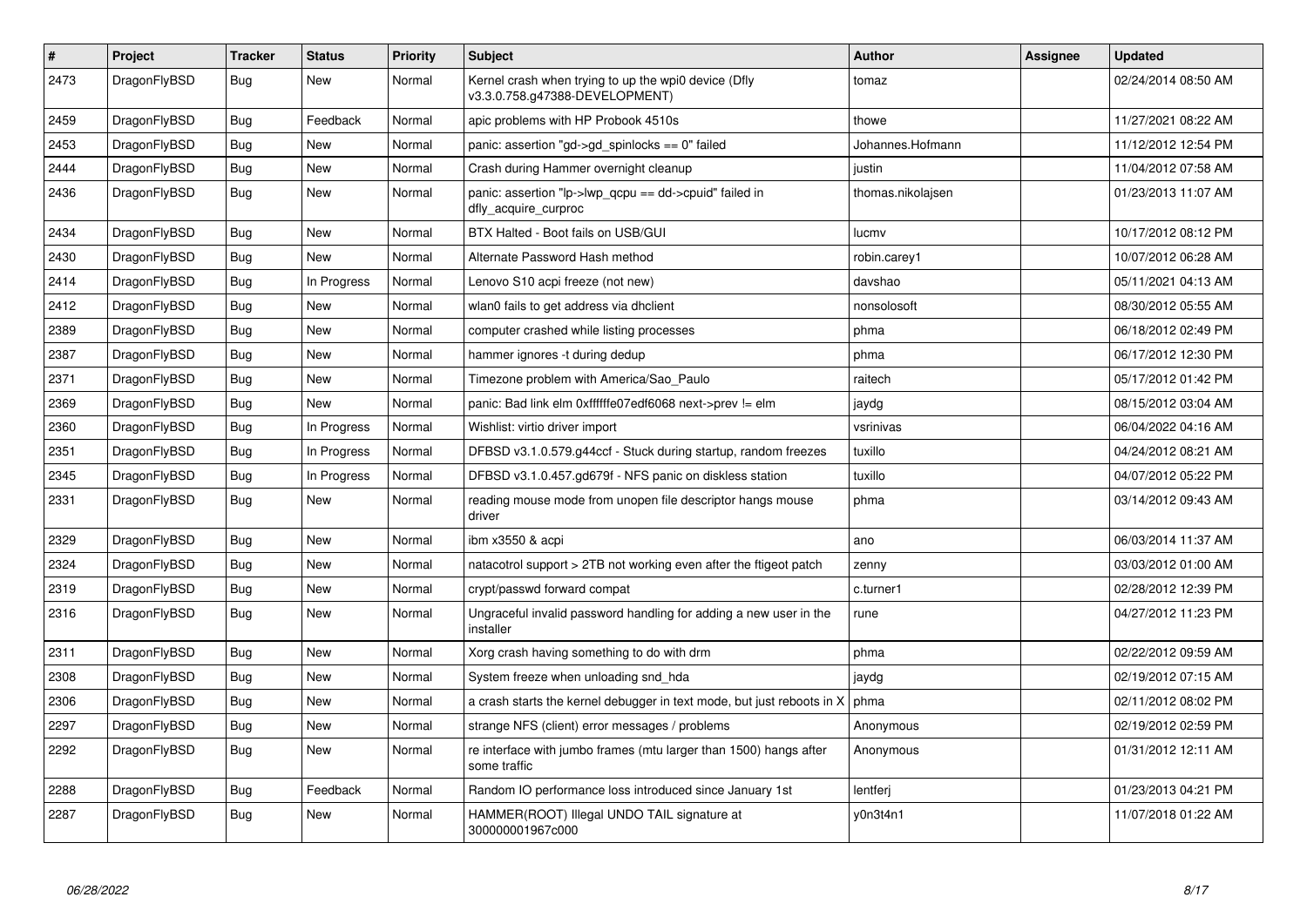| # | Project | Tracker | Status | Priority | Subject | Author | Assignee | Updated |
|---|---|---|---|---|---|---|---|---|
| 2473 | DragonFlyBSD | Bug | New | Normal | Kernel crash when trying to up the wpi0 device (Dfly v3.3.0.758.g47388-DEVELOPMENT) | tomaz | | 02/24/2014 08:50 AM |
| 2459 | DragonFlyBSD | Bug | Feedback | Normal | apic problems with HP Probook 4510s | thowe | | 11/27/2021 08:22 AM |
| 2453 | DragonFlyBSD | Bug | New | Normal | panic: assertion "gd->gd_spinlocks == 0" failed | Johannes.Hofmann | | 11/12/2012 12:54 PM |
| 2444 | DragonFlyBSD | Bug | New | Normal | Crash during Hammer overnight cleanup | justin | | 11/04/2012 07:58 AM |
| 2436 | DragonFlyBSD | Bug | New | Normal | panic: assertion "lp->lwp_qcpu == dd->cpuid" failed in dfly_acquire_curproc | thomas.nikolajsen | | 01/23/2013 11:07 AM |
| 2434 | DragonFlyBSD | Bug | New | Normal | BTX Halted - Boot fails on USB/GUI | lucmv | | 10/17/2012 08:12 PM |
| 2430 | DragonFlyBSD | Bug | New | Normal | Alternate Password Hash method | robin.carey1 | | 10/07/2012 06:28 AM |
| 2414 | DragonFlyBSD | Bug | In Progress | Normal | Lenovo S10 acpi freeze (not new) | davshao | | 05/11/2021 04:13 AM |
| 2412 | DragonFlyBSD | Bug | New | Normal | wlan0 fails to get address via dhclient | nonsolosoft | | 08/30/2012 05:55 AM |
| 2389 | DragonFlyBSD | Bug | New | Normal | computer crashed while listing processes | phma | | 06/18/2012 02:49 PM |
| 2387 | DragonFlyBSD | Bug | New | Normal | hammer ignores -t during dedup | phma | | 06/17/2012 12:30 PM |
| 2371 | DragonFlyBSD | Bug | New | Normal | Timezone problem with America/Sao_Paulo | raitech | | 05/17/2012 01:42 PM |
| 2369 | DragonFlyBSD | Bug | New | Normal | panic: Bad link elm 0xffffffe07edf6068 next->prev != elm | jaydg | | 08/15/2012 03:04 AM |
| 2360 | DragonFlyBSD | Bug | In Progress | Normal | Wishlist: virtio driver import | vsrinivas | | 06/04/2022 04:16 AM |
| 2351 | DragonFlyBSD | Bug | In Progress | Normal | DFBSD v3.1.0.579.g44ccf - Stuck during startup, random freezes | tuxillo | | 04/24/2012 08:21 AM |
| 2345 | DragonFlyBSD | Bug | In Progress | Normal | DFBSD v3.1.0.457.gd679f - NFS panic on diskless station | tuxillo | | 04/07/2012 05:22 PM |
| 2331 | DragonFlyBSD | Bug | New | Normal | reading mouse mode from unopen file descriptor hangs mouse driver | phma | | 03/14/2012 09:43 AM |
| 2329 | DragonFlyBSD | Bug | New | Normal | ibm x3550 & acpi | ano | | 06/03/2014 11:37 AM |
| 2324 | DragonFlyBSD | Bug | New | Normal | natacotrol support > 2TB not working even after the ftigeot patch | zenny | | 03/03/2012 01:00 AM |
| 2319 | DragonFlyBSD | Bug | New | Normal | crypt/passwd forward compat | c.turner1 | | 02/28/2012 12:39 PM |
| 2316 | DragonFlyBSD | Bug | New | Normal | Ungraceful invalid password handling for adding a new user in the installer | rune | | 04/27/2012 11:23 PM |
| 2311 | DragonFlyBSD | Bug | New | Normal | Xorg crash having something to do with drm | phma | | 02/22/2012 09:59 AM |
| 2308 | DragonFlyBSD | Bug | New | Normal | System freeze when unloading snd_hda | jaydg | | 02/19/2012 07:15 AM |
| 2306 | DragonFlyBSD | Bug | New | Normal | a crash starts the kernel debugger in text mode, but just reboots in X | phma | | 02/11/2012 08:02 PM |
| 2297 | DragonFlyBSD | Bug | New | Normal | strange NFS (client) error messages / problems | Anonymous | | 02/19/2012 02:59 PM |
| 2292 | DragonFlyBSD | Bug | New | Normal | re interface with jumbo frames (mtu larger than 1500) hangs after some traffic | Anonymous | | 01/31/2012 12:11 AM |
| 2288 | DragonFlyBSD | Bug | Feedback | Normal | Random IO performance loss introduced since January 1st | lentferj | | 01/23/2013 04:21 PM |
| 2287 | DragonFlyBSD | Bug | New | Normal | HAMMER(ROOT) Illegal UNDO TAIL signature at 300000001967c000 | y0n3t4n1 | | 11/07/2018 01:22 AM |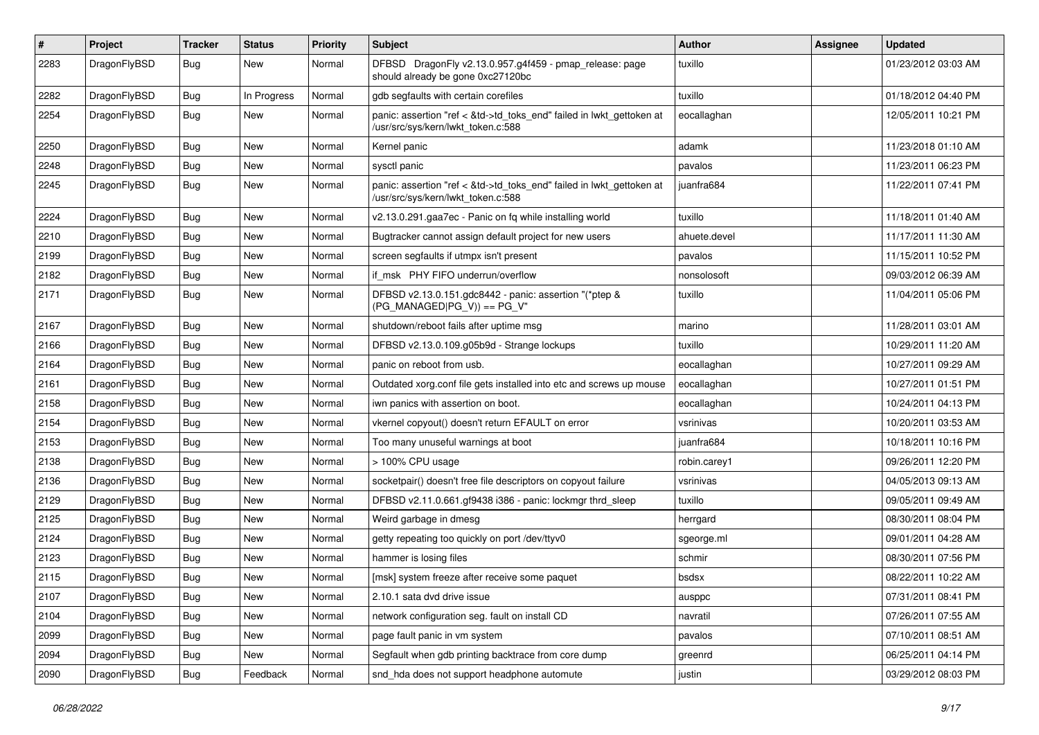| # | Project | Tracker | Status | Priority | Subject | Author | Assignee | Updated |
|---|---|---|---|---|---|---|---|---|
| 2283 | DragonFlyBSD | Bug | New | Normal | DFBSD DragonFly v2.13.0.957.g4f459 - pmap_release: page should already be gone 0xc27120bc | tuxillo | | 01/23/2012 03:03 AM |
| 2282 | DragonFlyBSD | Bug | In Progress | Normal | gdb segfaults with certain corefiles | tuxillo | | 01/18/2012 04:40 PM |
| 2254 | DragonFlyBSD | Bug | New | Normal | panic: assertion "ref < &td->td_toks_end" failed in lwkt_gettoken at /usr/src/sys/kern/lwkt_token.c:588 | eocallaghan | | 12/05/2011 10:21 PM |
| 2250 | DragonFlyBSD | Bug | New | Normal | Kernel panic | adamk | | 11/23/2018 01:10 AM |
| 2248 | DragonFlyBSD | Bug | New | Normal | sysctl panic | pavalos | | 11/23/2011 06:23 PM |
| 2245 | DragonFlyBSD | Bug | New | Normal | panic: assertion "ref < &td->td_toks_end" failed in lwkt_gettoken at /usr/src/sys/kern/lwkt_token.c:588 | juanfra684 | | 11/22/2011 07:41 PM |
| 2224 | DragonFlyBSD | Bug | New | Normal | v2.13.0.291.gaa7ec - Panic on fq while installing world | tuxillo | | 11/18/2011 01:40 AM |
| 2210 | DragonFlyBSD | Bug | New | Normal | Bugtracker cannot assign default project for new users | ahuete.devel | | 11/17/2011 11:30 AM |
| 2199 | DragonFlyBSD | Bug | New | Normal | screen segfaults if utmpx isn't present | pavalos | | 11/15/2011 10:52 PM |
| 2182 | DragonFlyBSD | Bug | New | Normal | if_msk PHY FIFO underrun/overflow | nonsolosoft | | 09/03/2012 06:39 AM |
| 2171 | DragonFlyBSD | Bug | New | Normal | DFBSD v2.13.0.151.gdc8442 - panic: assertion "(*ptep & (PG_MANAGED\|PG_V)) == PG_V" | tuxillo | | 11/04/2011 05:06 PM |
| 2167 | DragonFlyBSD | Bug | New | Normal | shutdown/reboot fails after uptime msg | marino | | 11/28/2011 03:01 AM |
| 2166 | DragonFlyBSD | Bug | New | Normal | DFBSD v2.13.0.109.g05b9d - Strange lockups | tuxillo | | 10/29/2011 11:20 AM |
| 2164 | DragonFlyBSD | Bug | New | Normal | panic on reboot from usb. | eocallaghan | | 10/27/2011 09:29 AM |
| 2161 | DragonFlyBSD | Bug | New | Normal | Outdated xorg.conf file gets installed into etc and screws up mouse | eocallaghan | | 10/27/2011 01:51 PM |
| 2158 | DragonFlyBSD | Bug | New | Normal | iwn panics with assertion on boot. | eocallaghan | | 10/24/2011 04:13 PM |
| 2154 | DragonFlyBSD | Bug | New | Normal | vkernel copyout() doesn't return EFAULT on error | vsrinivas | | 10/20/2011 03:53 AM |
| 2153 | DragonFlyBSD | Bug | New | Normal | Too many unuseful warnings at boot | juanfra684 | | 10/18/2011 10:16 PM |
| 2138 | DragonFlyBSD | Bug | New | Normal | > 100% CPU usage | robin.carey1 | | 09/26/2011 12:20 PM |
| 2136 | DragonFlyBSD | Bug | New | Normal | socketpair() doesn't free file descriptors on copyout failure | vsrinivas | | 04/05/2013 09:13 AM |
| 2129 | DragonFlyBSD | Bug | New | Normal | DFBSD v2.11.0.661.gf9438 i386 - panic: lockmgr thrd_sleep | tuxillo | | 09/05/2011 09:49 AM |
| 2125 | DragonFlyBSD | Bug | New | Normal | Weird garbage in dmesg | herrgard | | 08/30/2011 08:04 PM |
| 2124 | DragonFlyBSD | Bug | New | Normal | getty repeating too quickly on port /dev/ttyv0 | sgeorge.ml | | 09/01/2011 04:28 AM |
| 2123 | DragonFlyBSD | Bug | New | Normal | hammer is losing files | schmir | | 08/30/2011 07:56 PM |
| 2115 | DragonFlyBSD | Bug | New | Normal | [msk] system freeze after receive some paquet | bsdsx | | 08/22/2011 10:22 AM |
| 2107 | DragonFlyBSD | Bug | New | Normal | 2.10.1 sata dvd drive issue | ausppc | | 07/31/2011 08:41 PM |
| 2104 | DragonFlyBSD | Bug | New | Normal | network configuration seg. fault on install CD | navratil | | 07/26/2011 07:55 AM |
| 2099 | DragonFlyBSD | Bug | New | Normal | page fault panic in vm system | pavalos | | 07/10/2011 08:51 AM |
| 2094 | DragonFlyBSD | Bug | New | Normal | Segfault when gdb printing backtrace from core dump | greenrd | | 06/25/2011 04:14 PM |
| 2090 | DragonFlyBSD | Bug | Feedback | Normal | snd_hda does not support headphone automute | justin | | 03/29/2012 08:03 PM |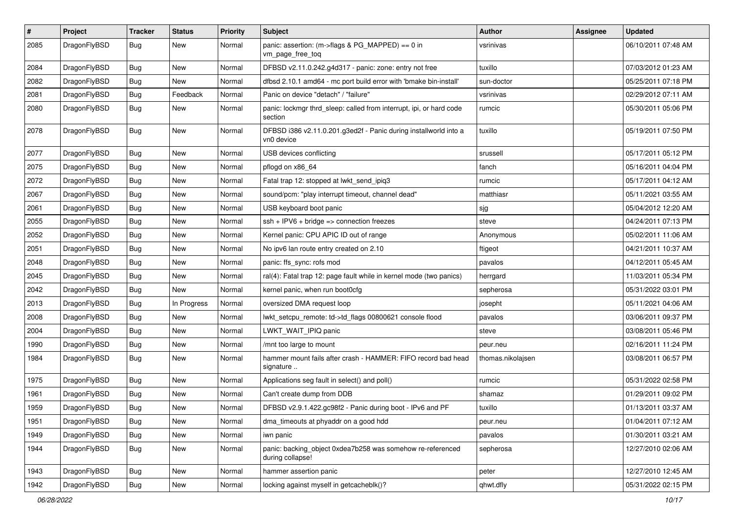| # | Project | Tracker | Status | Priority | Subject | Author | Assignee | Updated |
|---|---|---|---|---|---|---|---|---|
| 2085 | DragonFlyBSD | Bug | New | Normal | panic: assertion: (m->flags & PG_MAPPED) == 0 in vm_page_free_toq | vsrinivas | | 06/10/2011 07:48 AM |
| 2084 | DragonFlyBSD | Bug | New | Normal | DFBSD v2.11.0.242.g4d317 - panic: zone: entry not free | tuxillo | | 07/03/2012 01:23 AM |
| 2082 | DragonFlyBSD | Bug | New | Normal | dfbsd 2.10.1 amd64 - mc port build error with 'bmake bin-install' | sun-doctor | | 05/25/2011 07:18 PM |
| 2081 | DragonFlyBSD | Bug | Feedback | Normal | Panic on device "detach" / "failure" | vsrinivas | | 02/29/2012 07:11 AM |
| 2080 | DragonFlyBSD | Bug | New | Normal | panic: lockmgr thrd_sleep: called from interrupt, ipi, or hard code section | rumcic | | 05/30/2011 05:06 PM |
| 2078 | DragonFlyBSD | Bug | New | Normal | DFBSD i386 v2.11.0.201.g3ed2f - Panic during installworld into a vn0 device | tuxillo | | 05/19/2011 07:50 PM |
| 2077 | DragonFlyBSD | Bug | New | Normal | USB devices conflicting | srussell | | 05/17/2011 05:12 PM |
| 2075 | DragonFlyBSD | Bug | New | Normal | pflogd on x86_64 | fanch | | 05/16/2011 04:04 PM |
| 2072 | DragonFlyBSD | Bug | New | Normal | Fatal trap 12: stopped at lwkt_send_ipiq3 | rumcic | | 05/17/2011 04:12 AM |
| 2067 | DragonFlyBSD | Bug | New | Normal | sound/pcm: "play interrupt timeout, channel dead" | matthiasr | | 05/11/2021 03:55 AM |
| 2061 | DragonFlyBSD | Bug | New | Normal | USB keyboard boot panic | sjg | | 05/04/2012 12:20 AM |
| 2055 | DragonFlyBSD | Bug | New | Normal | ssh + IPV6 + bridge => connection freezes | steve | | 04/24/2011 07:13 PM |
| 2052 | DragonFlyBSD | Bug | New | Normal | Kernel panic: CPU APIC ID out of range | Anonymous | | 05/02/2011 11:06 AM |
| 2051 | DragonFlyBSD | Bug | New | Normal | No ipv6 lan route entry created on 2.10 | ftigeot | | 04/21/2011 10:37 AM |
| 2048 | DragonFlyBSD | Bug | New | Normal | panic: ffs_sync: rofs mod | pavalos | | 04/12/2011 05:45 AM |
| 2045 | DragonFlyBSD | Bug | New | Normal | ral(4): Fatal trap 12: page fault while in kernel mode (two panics) | herrgard | | 11/03/2011 05:34 PM |
| 2042 | DragonFlyBSD | Bug | New | Normal | kernel panic, when run boot0cfg | sepherosa | | 05/31/2022 03:01 PM |
| 2013 | DragonFlyBSD | Bug | In Progress | Normal | oversized DMA request loop | josepht | | 05/11/2021 04:06 AM |
| 2008 | DragonFlyBSD | Bug | New | Normal | lwkt_setcpu_remote: td->td_flags 00800621 console flood | pavalos | | 03/06/2011 09:37 PM |
| 2004 | DragonFlyBSD | Bug | New | Normal | LWKT_WAIT_IPIQ panic | steve | | 03/08/2011 05:46 PM |
| 1990 | DragonFlyBSD | Bug | New | Normal | /mnt too large to mount | peur.neu | | 02/16/2011 11:24 PM |
| 1984 | DragonFlyBSD | Bug | New | Normal | hammer mount fails after crash - HAMMER: FIFO record bad head signature .. | thomas.nikolajsen | | 03/08/2011 06:57 PM |
| 1975 | DragonFlyBSD | Bug | New | Normal | Applications seg fault in select() and poll() | rumcic | | 05/31/2022 02:58 PM |
| 1961 | DragonFlyBSD | Bug | New | Normal | Can't create dump from DDB | shamaz | | 01/29/2011 09:02 PM |
| 1959 | DragonFlyBSD | Bug | New | Normal | DFBSD v2.9.1.422.gc98f2 - Panic during boot - IPv6 and PF | tuxillo | | 01/13/2011 03:37 AM |
| 1951 | DragonFlyBSD | Bug | New | Normal | dma_timeouts at phyaddr on a good hdd | peur.neu | | 01/04/2011 07:12 AM |
| 1949 | DragonFlyBSD | Bug | New | Normal | iwn panic | pavalos | | 01/30/2011 03:21 AM |
| 1944 | DragonFlyBSD | Bug | New | Normal | panic: backing_object 0xdea7b258 was somehow re-referenced during collapse! | sepherosa | | 12/27/2010 02:06 AM |
| 1943 | DragonFlyBSD | Bug | New | Normal | hammer assertion panic | peter | | 12/27/2010 12:45 AM |
| 1942 | DragonFlyBSD | Bug | New | Normal | locking against myself in getcacheblk()? | qhwt.dfly | | 05/31/2022 02:15 PM |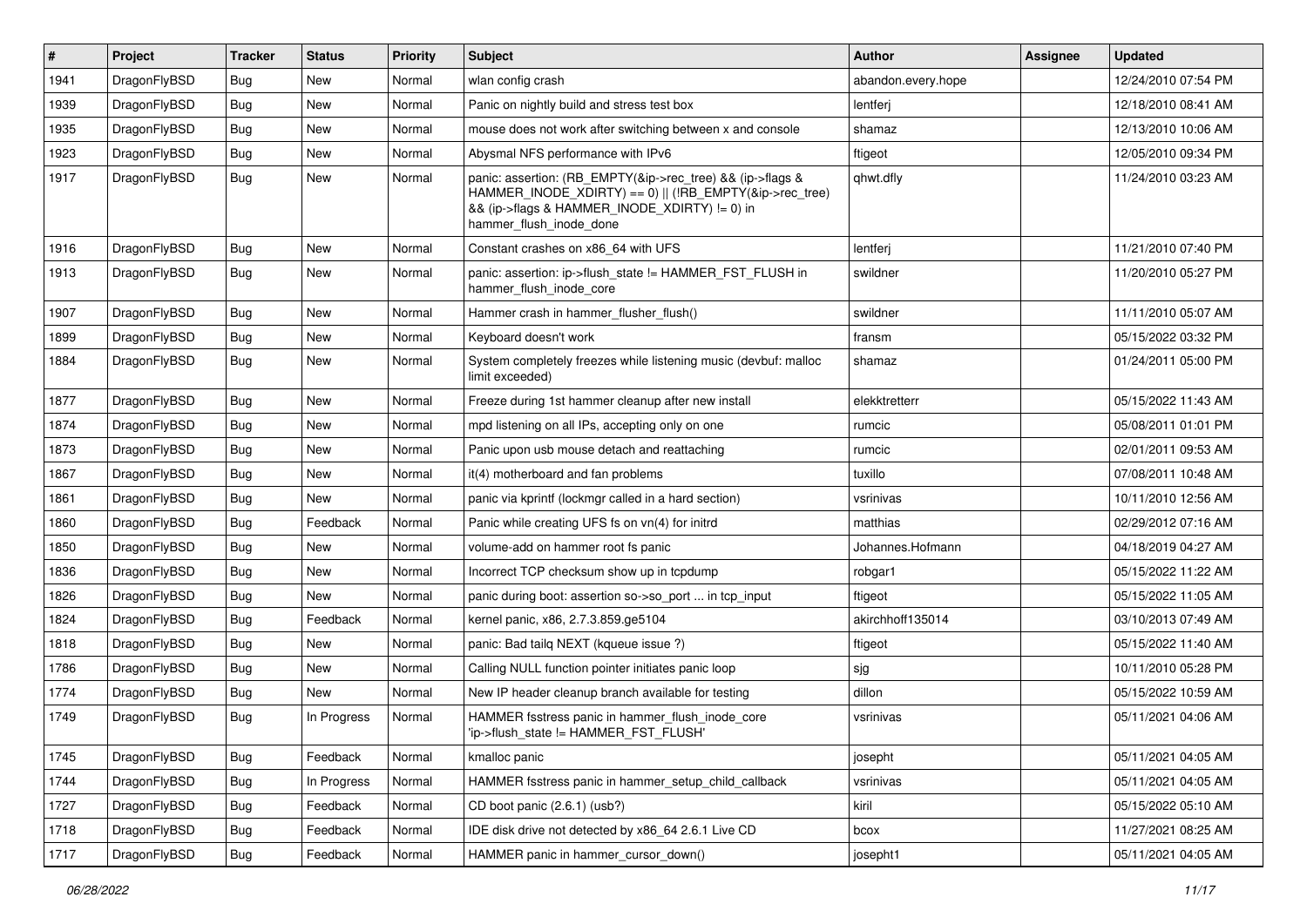| # | Project | Tracker | Status | Priority | Subject | Author | Assignee | Updated |
|---|---|---|---|---|---|---|---|---|
| 1941 | DragonFlyBSD | Bug | New | Normal | wlan config crash | abandon.every.hope | | 12/24/2010 07:54 PM |
| 1939 | DragonFlyBSD | Bug | New | Normal | Panic on nightly build and stress test box | lentferj | | 12/18/2010 08:41 AM |
| 1935 | DragonFlyBSD | Bug | New | Normal | mouse does not work after switching between x and console | shamaz | | 12/13/2010 10:06 AM |
| 1923 | DragonFlyBSD | Bug | New | Normal | Abysmal NFS performance with IPv6 | ftigeot | | 12/05/2010 09:34 PM |
| 1917 | DragonFlyBSD | Bug | New | Normal | panic: assertion: (RB_EMPTY(&ip->rec_tree) && (ip->flags & HAMMER_INODE_XDIRTY) == 0) \|\| (!RB_EMPTY(&ip->rec_tree) && (ip->flags & HAMMER_INODE_XDIRTY) != 0) in hammer_flush_inode_done | qhwt.dfly | | 11/24/2010 03:23 AM |
| 1916 | DragonFlyBSD | Bug | New | Normal | Constant crashes on x86_64 with UFS | lentferj | | 11/21/2010 07:40 PM |
| 1913 | DragonFlyBSD | Bug | New | Normal | panic: assertion: ip->flush_state != HAMMER_FST_FLUSH in hammer_flush_inode_core | swildner | | 11/20/2010 05:27 PM |
| 1907 | DragonFlyBSD | Bug | New | Normal | Hammer crash in hammer_flusher_flush() | swildner | | 11/11/2010 05:07 AM |
| 1899 | DragonFlyBSD | Bug | New | Normal | Keyboard doesn't work | fransm | | 05/15/2022 03:32 PM |
| 1884 | DragonFlyBSD | Bug | New | Normal | System completely freezes while listening music (devbuf: malloc limit exceeded) | shamaz | | 01/24/2011 05:00 PM |
| 1877 | DragonFlyBSD | Bug | New | Normal | Freeze during 1st hammer cleanup after new install | elekktretterr | | 05/15/2022 11:43 AM |
| 1874 | DragonFlyBSD | Bug | New | Normal | mpd listening on all IPs, accepting only on one | rumcic | | 05/08/2011 01:01 PM |
| 1873 | DragonFlyBSD | Bug | New | Normal | Panic upon usb mouse detach and reattaching | rumcic | | 02/01/2011 09:53 AM |
| 1867 | DragonFlyBSD | Bug | New | Normal | it(4) motherboard and fan problems | tuxillo | | 07/08/2011 10:48 AM |
| 1861 | DragonFlyBSD | Bug | New | Normal | panic via kprintf (lockmgr called in a hard section) | vsrinivas | | 10/11/2010 12:56 AM |
| 1860 | DragonFlyBSD | Bug | Feedback | Normal | Panic while creating UFS fs on vn(4) for initrd | matthias | | 02/29/2012 07:16 AM |
| 1850 | DragonFlyBSD | Bug | New | Normal | volume-add on hammer root fs panic | Johannes.Hofmann | | 04/18/2019 04:27 AM |
| 1836 | DragonFlyBSD | Bug | New | Normal | Incorrect TCP checksum show up in tcpdump | robgar1 | | 05/15/2022 11:22 AM |
| 1826 | DragonFlyBSD | Bug | New | Normal | panic during boot: assertion so->so_port ... in tcp_input | ftigeot | | 05/15/2022 11:05 AM |
| 1824 | DragonFlyBSD | Bug | Feedback | Normal | kernel panic, x86, 2.7.3.859.ge5104 | akirchhoff135014 | | 03/10/2013 07:49 AM |
| 1818 | DragonFlyBSD | Bug | New | Normal | panic: Bad tailq NEXT (kqueue issue ?) | ftigeot | | 05/15/2022 11:40 AM |
| 1786 | DragonFlyBSD | Bug | New | Normal | Calling NULL function pointer initiates panic loop | sjg | | 10/11/2010 05:28 PM |
| 1774 | DragonFlyBSD | Bug | New | Normal | New IP header cleanup branch available for testing | dillon | | 05/15/2022 10:59 AM |
| 1749 | DragonFlyBSD | Bug | In Progress | Normal | HAMMER fsstress panic in hammer_flush_inode_core 'ip->flush_state != HAMMER_FST_FLUSH' | vsrinivas | | 05/11/2021 04:06 AM |
| 1745 | DragonFlyBSD | Bug | Feedback | Normal | kmalloc panic | josepht | | 05/11/2021 04:05 AM |
| 1744 | DragonFlyBSD | Bug | In Progress | Normal | HAMMER fsstress panic in hammer_setup_child_callback | vsrinivas | | 05/11/2021 04:05 AM |
| 1727 | DragonFlyBSD | Bug | Feedback | Normal | CD boot panic (2.6.1) (usb?) | kiril | | 05/15/2022 05:10 AM |
| 1718 | DragonFlyBSD | Bug | Feedback | Normal | IDE disk drive not detected by x86_64 2.6.1 Live CD | bcox | | 11/27/2021 08:25 AM |
| 1717 | DragonFlyBSD | Bug | Feedback | Normal | HAMMER panic in hammer_cursor_down() | josepht1 | | 05/11/2021 04:05 AM |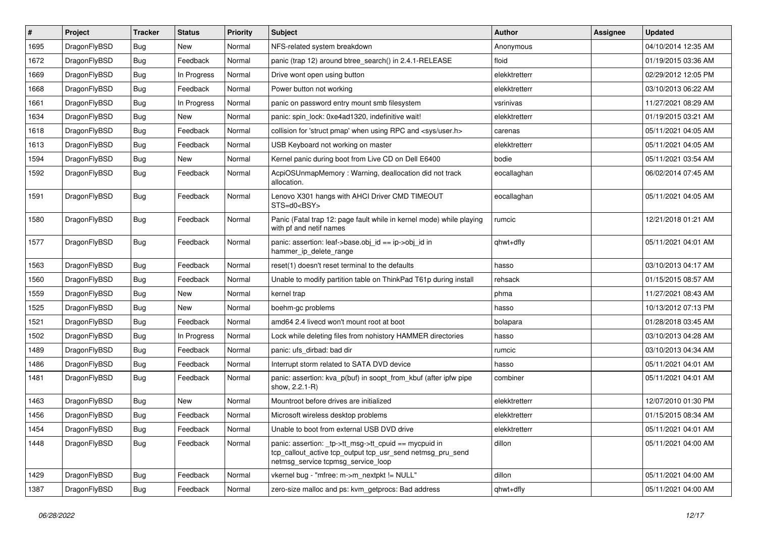| # | Project | Tracker | Status | Priority | Subject | Author | Assignee | Updated |
|---|---|---|---|---|---|---|---|---|
| 1695 | DragonFlyBSD | Bug | New | Normal | NFS-related system breakdown | Anonymous | | 04/10/2014 12:35 AM |
| 1672 | DragonFlyBSD | Bug | Feedback | Normal | panic (trap 12) around btree_search() in 2.4.1-RELEASE | floid | | 01/19/2015 03:36 AM |
| 1669 | DragonFlyBSD | Bug | In Progress | Normal | Drive wont open using button | elekktretterr | | 02/29/2012 12:05 PM |
| 1668 | DragonFlyBSD | Bug | Feedback | Normal | Power button not working | elekktretterr | | 03/10/2013 06:22 AM |
| 1661 | DragonFlyBSD | Bug | In Progress | Normal | panic on password entry mount smb filesystem | vsrinivas | | 11/27/2021 08:29 AM |
| 1634 | DragonFlyBSD | Bug | New | Normal | panic: spin_lock: 0xe4ad1320, indefinitive wait! | elekktretterr | | 01/19/2015 03:21 AM |
| 1618 | DragonFlyBSD | Bug | Feedback | Normal | collision for 'struct pmap' when using RPC and <sys/user.h> | carenas | | 05/11/2021 04:05 AM |
| 1613 | DragonFlyBSD | Bug | Feedback | Normal | USB Keyboard not working on master | elekktretterr | | 05/11/2021 04:05 AM |
| 1594 | DragonFlyBSD | Bug | New | Normal | Kernel panic during boot from Live CD on Dell E6400 | bodie | | 05/11/2021 03:54 AM |
| 1592 | DragonFlyBSD | Bug | Feedback | Normal | AcpiOSUnmapMemory : Warning, deallocation did not track allocation. | eocallaghan | | 06/02/2014 07:45 AM |
| 1591 | DragonFlyBSD | Bug | Feedback | Normal | Lenovo X301 hangs with AHCI Driver CMD TIMEOUT STS=d0<BSY> | eocallaghan | | 05/11/2021 04:05 AM |
| 1580 | DragonFlyBSD | Bug | Feedback | Normal | Panic (Fatal trap 12: page fault while in kernel mode) while playing with pf and netif names | rumcic | | 12/21/2018 01:21 AM |
| 1577 | DragonFlyBSD | Bug | Feedback | Normal | panic: assertion: leaf->base.obj_id == ip->obj_id in hammer_ip_delete_range | qhwt+dfly | | 05/11/2021 04:01 AM |
| 1563 | DragonFlyBSD | Bug | Feedback | Normal | reset(1) doesn't reset terminal to the defaults | hasso | | 03/10/2013 04:17 AM |
| 1560 | DragonFlyBSD | Bug | Feedback | Normal | Unable to modify partition table on ThinkPad T61p during install | rehsack | | 01/15/2015 08:57 AM |
| 1559 | DragonFlyBSD | Bug | New | Normal | kernel trap | phma | | 11/27/2021 08:43 AM |
| 1525 | DragonFlyBSD | Bug | New | Normal | boehm-gc problems | hasso | | 10/13/2012 07:13 PM |
| 1521 | DragonFlyBSD | Bug | Feedback | Normal | amd64 2.4 livecd won't mount root at boot | bolapara | | 01/28/2018 03:45 AM |
| 1502 | DragonFlyBSD | Bug | In Progress | Normal | Lock while deleting files from nohistory HAMMER directories | hasso | | 03/10/2013 04:28 AM |
| 1489 | DragonFlyBSD | Bug | Feedback | Normal | panic: ufs_dirbad: bad dir | rumcic | | 03/10/2013 04:34 AM |
| 1486 | DragonFlyBSD | Bug | Feedback | Normal | Interrupt storm related to SATA DVD device | hasso | | 05/11/2021 04:01 AM |
| 1481 | DragonFlyBSD | Bug | Feedback | Normal | panic: assertion: kva_p(buf) in soopt_from_kbuf (after ipfw pipe show, 2.2.1-R) | combiner | | 05/11/2021 04:01 AM |
| 1463 | DragonFlyBSD | Bug | New | Normal | Mountroot before drives are initialized | elekktretterr | | 12/07/2010 01:30 PM |
| 1456 | DragonFlyBSD | Bug | Feedback | Normal | Microsoft wireless desktop problems | elekktretterr | | 01/15/2015 08:34 AM |
| 1454 | DragonFlyBSD | Bug | Feedback | Normal | Unable to boot from external USB DVD drive | elekktretterr | | 05/11/2021 04:01 AM |
| 1448 | DragonFlyBSD | Bug | Feedback | Normal | panic: assertion: _tp->tt_msg->tt_cpuid == mycpuid in tcp_callout_active tcp_output tcp_usr_send netmsg_pru_send netmsg_service tcpmsg_service_loop | dillon | | 05/11/2021 04:00 AM |
| 1429 | DragonFlyBSD | Bug | Feedback | Normal | vkernel bug - "mfree: m->m_nextpkt != NULL" | dillon | | 05/11/2021 04:00 AM |
| 1387 | DragonFlyBSD | Bug | Feedback | Normal | zero-size malloc and ps: kvm_getprocs: Bad address | qhwt+dfly | | 05/11/2021 04:00 AM |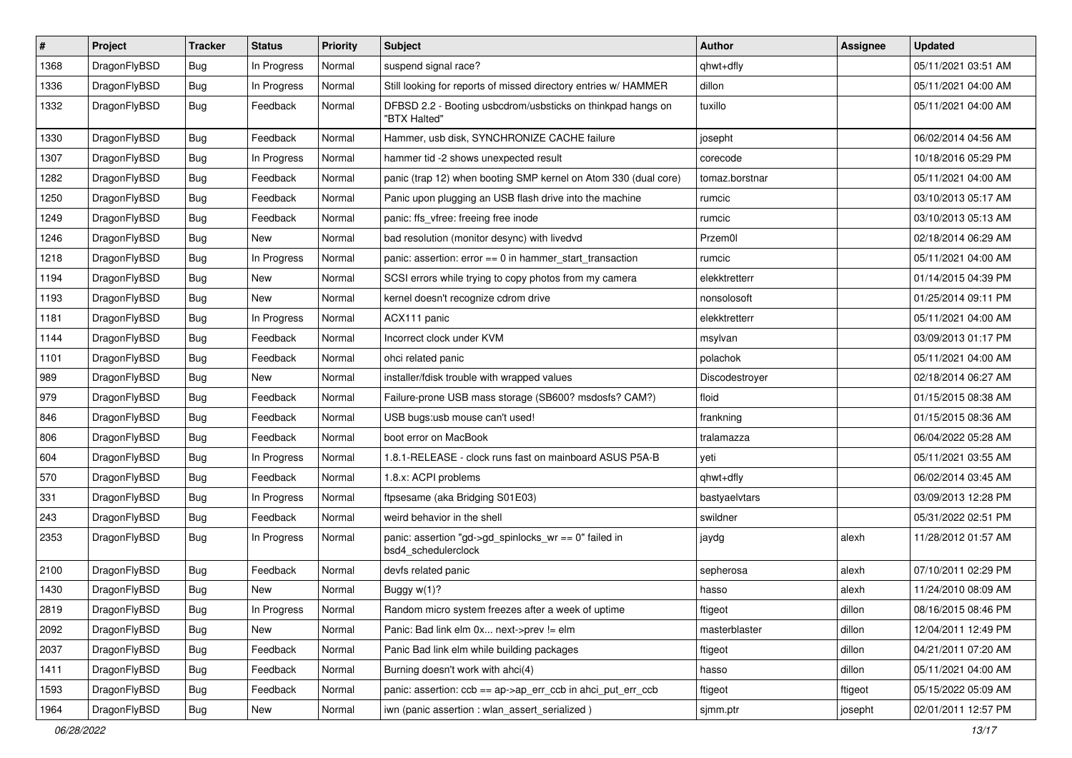| # | Project | Tracker | Status | Priority | Subject | Author | Assignee | Updated |
|---|---|---|---|---|---|---|---|---|
| 1368 | DragonFlyBSD | Bug | In Progress | Normal | suspend signal race? | qhwt+dfly | | 05/11/2021 03:51 AM |
| 1336 | DragonFlyBSD | Bug | In Progress | Normal | Still looking for reports of missed directory entries w/ HAMMER | dillon | | 05/11/2021 04:00 AM |
| 1332 | DragonFlyBSD | Bug | Feedback | Normal | DFBSD 2.2 - Booting usbcdrom/usbsticks on thinkpad hangs on "BTX Halted" | tuxillo | | 05/11/2021 04:00 AM |
| 1330 | DragonFlyBSD | Bug | Feedback | Normal | Hammer, usb disk, SYNCHRONIZE CACHE failure | josepht | | 06/02/2014 04:56 AM |
| 1307 | DragonFlyBSD | Bug | In Progress | Normal | hammer tid -2 shows unexpected result | corecode | | 10/18/2016 05:29 PM |
| 1282 | DragonFlyBSD | Bug | Feedback | Normal | panic (trap 12) when booting SMP kernel on Atom 330 (dual core) | tomaz.borstnar | | 05/11/2021 04:00 AM |
| 1250 | DragonFlyBSD | Bug | Feedback | Normal | Panic upon plugging an USB flash drive into the machine | rumcic | | 03/10/2013 05:17 AM |
| 1249 | DragonFlyBSD | Bug | Feedback | Normal | panic: ffs_vfree: freeing free inode | rumcic | | 03/10/2013 05:13 AM |
| 1246 | DragonFlyBSD | Bug | New | Normal | bad resolution (monitor desync) with livedvd | Przem0l | | 02/18/2014 06:29 AM |
| 1218 | DragonFlyBSD | Bug | In Progress | Normal | panic: assertion: error == 0 in hammer_start_transaction | rumcic | | 05/11/2021 04:00 AM |
| 1194 | DragonFlyBSD | Bug | New | Normal | SCSI errors while trying to copy photos from my camera | elekktretterr | | 01/14/2015 04:39 PM |
| 1193 | DragonFlyBSD | Bug | New | Normal | kernel doesn't recognize cdrom drive | nonsolosoft | | 01/25/2014 09:11 PM |
| 1181 | DragonFlyBSD | Bug | In Progress | Normal | ACX111 panic | elekktretterr | | 05/11/2021 04:00 AM |
| 1144 | DragonFlyBSD | Bug | Feedback | Normal | Incorrect clock under KVM | msylvan | | 03/09/2013 01:17 PM |
| 1101 | DragonFlyBSD | Bug | Feedback | Normal | ohci related panic | polachok | | 05/11/2021 04:00 AM |
| 989 | DragonFlyBSD | Bug | New | Normal | installer/fdisk trouble with wrapped values | Discodestroyer | | 02/18/2014 06:27 AM |
| 979 | DragonFlyBSD | Bug | Feedback | Normal | Failure-prone USB mass storage (SB600? msdosfs? CAM?) | floid | | 01/15/2015 08:38 AM |
| 846 | DragonFlyBSD | Bug | Feedback | Normal | USB bugs:usb mouse can't used! | frankning | | 01/15/2015 08:36 AM |
| 806 | DragonFlyBSD | Bug | Feedback | Normal | boot error on MacBook | tralamazza | | 06/04/2022 05:28 AM |
| 604 | DragonFlyBSD | Bug | In Progress | Normal | 1.8.1-RELEASE - clock runs fast on mainboard ASUS P5A-B | yeti | | 05/11/2021 03:55 AM |
| 570 | DragonFlyBSD | Bug | Feedback | Normal | 1.8.x: ACPI problems | qhwt+dfly | | 06/02/2014 03:45 AM |
| 331 | DragonFlyBSD | Bug | In Progress | Normal | ftpsesame (aka Bridging S01E03) | bastyaelvtars | | 03/09/2013 12:28 PM |
| 243 | DragonFlyBSD | Bug | Feedback | Normal | weird behavior in the shell | swildner | | 05/31/2022 02:51 PM |
| 2353 | DragonFlyBSD | Bug | In Progress | Normal | panic: assertion "gd->gd_spinlocks_wr == 0" failed in bsd4_schedulerclock | jaydg | alexh | 11/28/2012 01:57 AM |
| 2100 | DragonFlyBSD | Bug | Feedback | Normal | devfs related panic | sepherosa | alexh | 07/10/2011 02:29 PM |
| 1430 | DragonFlyBSD | Bug | New | Normal | Buggy w(1)? | hasso | alexh | 11/24/2010 08:09 AM |
| 2819 | DragonFlyBSD | Bug | In Progress | Normal | Random micro system freezes after a week of uptime | ftigeot | dillon | 08/16/2015 08:46 PM |
| 2092 | DragonFlyBSD | Bug | New | Normal | Panic: Bad link elm 0x... next->prev != elm | masterblaster | dillon | 12/04/2011 12:49 PM |
| 2037 | DragonFlyBSD | Bug | Feedback | Normal | Panic Bad link elm while building packages | ftigeot | dillon | 04/21/2011 07:20 AM |
| 1411 | DragonFlyBSD | Bug | Feedback | Normal | Burning doesn't work with ahci(4) | hasso | dillon | 05/11/2021 04:00 AM |
| 1593 | DragonFlyBSD | Bug | Feedback | Normal | panic: assertion: ccb == ap->ap_err_ccb in ahci_put_err_ccb | ftigeot | ftigeot | 05/15/2022 05:09 AM |
| 1964 | DragonFlyBSD | Bug | New | Normal | iwn (panic assertion : wlan_assert_serialized ) | sjmm.ptr | josepht | 02/01/2011 12:57 PM |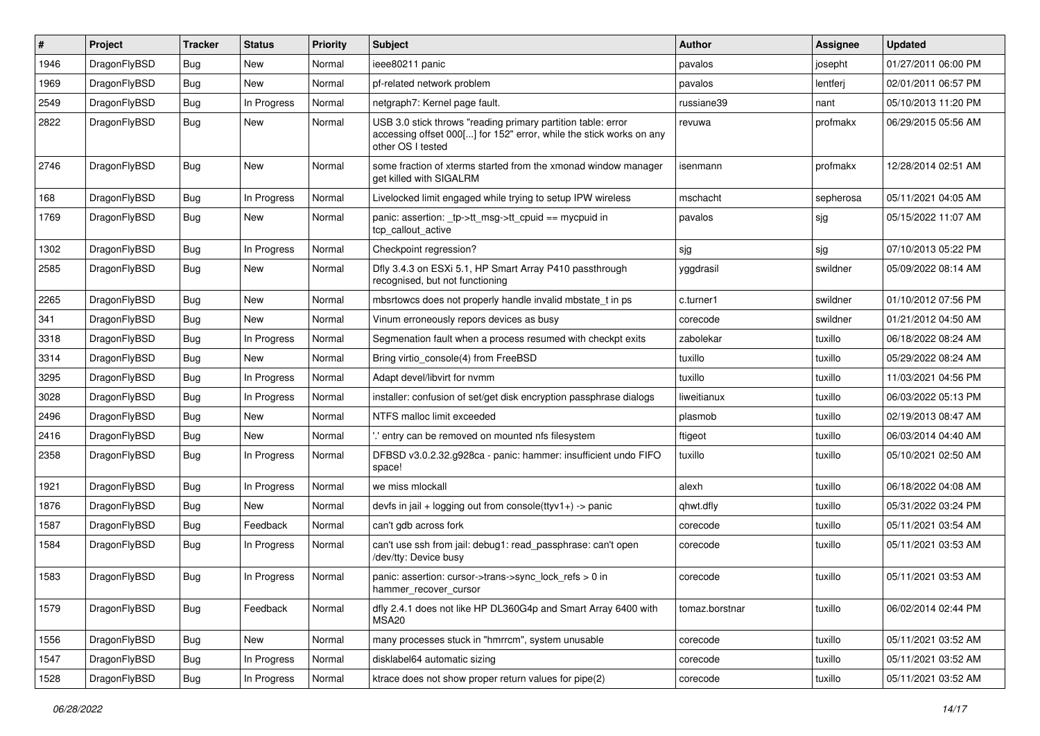| # | Project | Tracker | Status | Priority | Subject | Author | Assignee | Updated |
|---|---|---|---|---|---|---|---|---|
| 1946 | DragonFlyBSD | Bug | New | Normal | ieee80211 panic | pavalos | josepht | 01/27/2011 06:00 PM |
| 1969 | DragonFlyBSD | Bug | New | Normal | pf-related network problem | pavalos | lentferj | 02/01/2011 06:57 PM |
| 2549 | DragonFlyBSD | Bug | In Progress | Normal | netgraph7: Kernel page fault. | russiane39 | nant | 05/10/2013 11:20 PM |
| 2822 | DragonFlyBSD | Bug | New | Normal | USB 3.0 stick throws "reading primary partition table: error accessing offset 000[...] for 152" error, while the stick works on any other OS I tested | revuwa | profmakx | 06/29/2015 05:56 AM |
| 2746 | DragonFlyBSD | Bug | New | Normal | some fraction of xterms started from the xmonad window manager get killed with SIGALRM | isenmann | profmakx | 12/28/2014 02:51 AM |
| 168 | DragonFlyBSD | Bug | In Progress | Normal | Livelocked limit engaged while trying to setup IPW wireless | mschacht | sepherosa | 05/11/2021 04:05 AM |
| 1769 | DragonFlyBSD | Bug | New | Normal | panic: assertion: _tp->tt_msg->tt_cpuid == mycpuid in tcp_callout_active | pavalos | sjg | 05/15/2022 11:07 AM |
| 1302 | DragonFlyBSD | Bug | In Progress | Normal | Checkpoint regression? | sjg | sjg | 07/10/2013 05:22 PM |
| 2585 | DragonFlyBSD | Bug | New | Normal | Dfly 3.4.3 on ESXi 5.1, HP Smart Array P410 passthrough recognised, but not functioning | yggdrasil | swildner | 05/09/2022 08:14 AM |
| 2265 | DragonFlyBSD | Bug | New | Normal | mbsrtowcs does not properly handle invalid mbstate_t in ps | c.turner1 | swildner | 01/10/2012 07:56 PM |
| 341 | DragonFlyBSD | Bug | New | Normal | Vinum erroneously repors devices as busy | corecode | swildner | 01/21/2012 04:50 AM |
| 3318 | DragonFlyBSD | Bug | In Progress | Normal | Segmenation fault when a process resumed with checkpt exits | zabolekar | tuxillo | 06/18/2022 08:24 AM |
| 3314 | DragonFlyBSD | Bug | New | Normal | Bring virtio_console(4) from FreeBSD | tuxillo | tuxillo | 05/29/2022 08:24 AM |
| 3295 | DragonFlyBSD | Bug | In Progress | Normal | Adapt devel/libvirt for nvmm | tuxillo | tuxillo | 11/03/2021 04:56 PM |
| 3028 | DragonFlyBSD | Bug | In Progress | Normal | installer: confusion of set/get disk encryption passphrase dialogs | liweitianux | tuxillo | 06/03/2022 05:13 PM |
| 2496 | DragonFlyBSD | Bug | New | Normal | NTFS malloc limit exceeded | plasmob | tuxillo | 02/19/2013 08:47 AM |
| 2416 | DragonFlyBSD | Bug | New | Normal | '.' entry can be removed on mounted nfs filesystem | ftigeot | tuxillo | 06/03/2014 04:40 AM |
| 2358 | DragonFlyBSD | Bug | In Progress | Normal | DFBSD v3.0.2.32.g928ca - panic: hammer: insufficient undo FIFO space! | tuxillo | tuxillo | 05/10/2021 02:50 AM |
| 1921 | DragonFlyBSD | Bug | In Progress | Normal | we miss mlockall | alexh | tuxillo | 06/18/2022 04:08 AM |
| 1876 | DragonFlyBSD | Bug | New | Normal | devfs in jail + logging out from console(ttyv1+) -> panic | qhwt.dfly | tuxillo | 05/31/2022 03:24 PM |
| 1587 | DragonFlyBSD | Bug | Feedback | Normal | can't gdb across fork | corecode | tuxillo | 05/11/2021 03:54 AM |
| 1584 | DragonFlyBSD | Bug | In Progress | Normal | can't use ssh from jail: debug1: read_passphrase: can't open /dev/tty: Device busy | corecode | tuxillo | 05/11/2021 03:53 AM |
| 1583 | DragonFlyBSD | Bug | In Progress | Normal | panic: assertion: cursor->trans->sync_lock_refs > 0 in hammer_recover_cursor | corecode | tuxillo | 05/11/2021 03:53 AM |
| 1579 | DragonFlyBSD | Bug | Feedback | Normal | dfly 2.4.1 does not like HP DL360G4p and Smart Array 6400 with MSA20 | tomaz.borstnar | tuxillo | 06/02/2014 02:44 PM |
| 1556 | DragonFlyBSD | Bug | New | Normal | many processes stuck in "hmrrcm", system unusable | corecode | tuxillo | 05/11/2021 03:52 AM |
| 1547 | DragonFlyBSD | Bug | In Progress | Normal | disklabel64 automatic sizing | corecode | tuxillo | 05/11/2021 03:52 AM |
| 1528 | DragonFlyBSD | Bug | In Progress | Normal | ktrace does not show proper return values for pipe(2) | corecode | tuxillo | 05/11/2021 03:52 AM |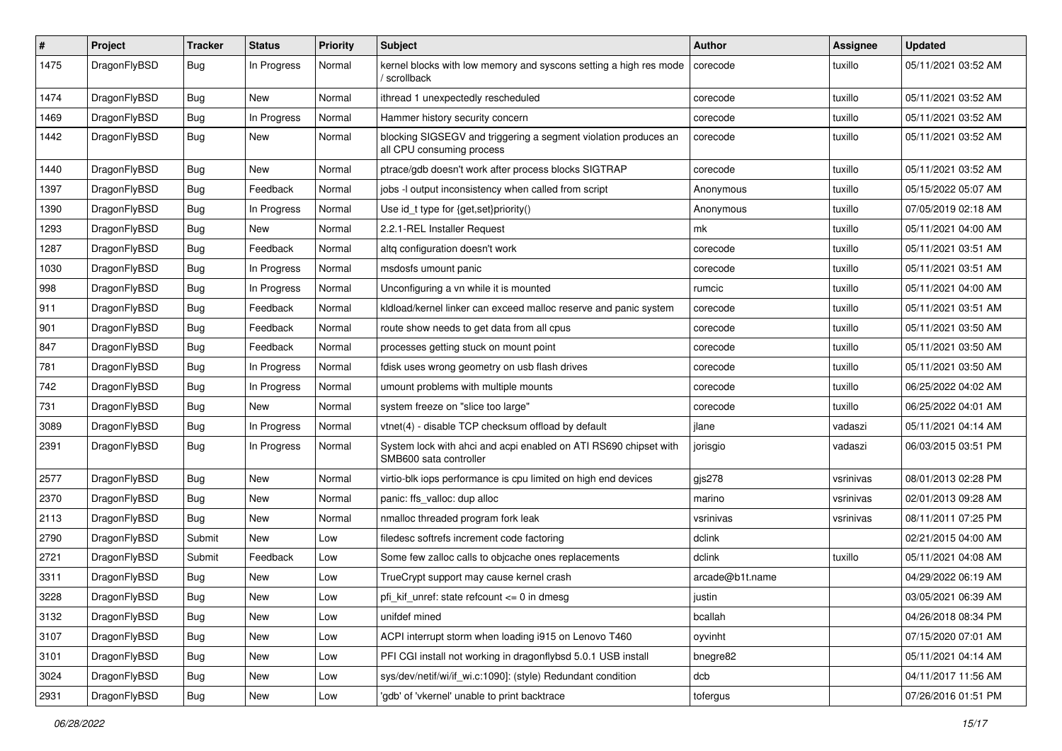| # | Project | Tracker | Status | Priority | Subject | Author | Assignee | Updated |
|---|---|---|---|---|---|---|---|---|
| 1475 | DragonFlyBSD | Bug | In Progress | Normal | kernel blocks with low memory and syscons setting a high res mode / scrollback | corecode | tuxillo | 05/11/2021 03:52 AM |
| 1474 | DragonFlyBSD | Bug | New | Normal | ithread 1 unexpectedly rescheduled | corecode | tuxillo | 05/11/2021 03:52 AM |
| 1469 | DragonFlyBSD | Bug | In Progress | Normal | Hammer history security concern | corecode | tuxillo | 05/11/2021 03:52 AM |
| 1442 | DragonFlyBSD | Bug | New | Normal | blocking SIGSEGV and triggering a segment violation produces an all CPU consuming process | corecode | tuxillo | 05/11/2021 03:52 AM |
| 1440 | DragonFlyBSD | Bug | New | Normal | ptrace/gdb doesn't work after process blocks SIGTRAP | corecode | tuxillo | 05/11/2021 03:52 AM |
| 1397 | DragonFlyBSD | Bug | Feedback | Normal | jobs -l output inconsistency when called from script | Anonymous | tuxillo | 05/15/2022 05:07 AM |
| 1390 | DragonFlyBSD | Bug | In Progress | Normal | Use id_t type for {get,set}priority() | Anonymous | tuxillo | 07/05/2019 02:18 AM |
| 1293 | DragonFlyBSD | Bug | New | Normal | 2.2.1-REL Installer Request | mk | tuxillo | 05/11/2021 04:00 AM |
| 1287 | DragonFlyBSD | Bug | Feedback | Normal | altq configuration doesn't work | corecode | tuxillo | 05/11/2021 03:51 AM |
| 1030 | DragonFlyBSD | Bug | In Progress | Normal | msdosfs umount panic | corecode | tuxillo | 05/11/2021 03:51 AM |
| 998 | DragonFlyBSD | Bug | In Progress | Normal | Unconfiguring a vn while it is mounted | rumcic | tuxillo | 05/11/2021 04:00 AM |
| 911 | DragonFlyBSD | Bug | Feedback | Normal | kldload/kernel linker can exceed malloc reserve and panic system | corecode | tuxillo | 05/11/2021 03:51 AM |
| 901 | DragonFlyBSD | Bug | Feedback | Normal | route show needs to get data from all cpus | corecode | tuxillo | 05/11/2021 03:50 AM |
| 847 | DragonFlyBSD | Bug | Feedback | Normal | processes getting stuck on mount point | corecode | tuxillo | 05/11/2021 03:50 AM |
| 781 | DragonFlyBSD | Bug | In Progress | Normal | fdisk uses wrong geometry on usb flash drives | corecode | tuxillo | 05/11/2021 03:50 AM |
| 742 | DragonFlyBSD | Bug | In Progress | Normal | umount problems with multiple mounts | corecode | tuxillo | 06/25/2022 04:02 AM |
| 731 | DragonFlyBSD | Bug | New | Normal | system freeze on "slice too large" | corecode | tuxillo | 06/25/2022 04:01 AM |
| 3089 | DragonFlyBSD | Bug | In Progress | Normal | vtnet(4) - disable TCP checksum offload by default | jlane | vadaszi | 05/11/2021 04:14 AM |
| 2391 | DragonFlyBSD | Bug | In Progress | Normal | System lock with ahci and acpi enabled on ATI RS690 chipset with SMB600 sata controller | jorisgio | vadaszi | 06/03/2015 03:51 PM |
| 2577 | DragonFlyBSD | Bug | New | Normal | virtio-blk iops performance is cpu limited on high end devices | gjs278 | vsrinivas | 08/01/2013 02:28 PM |
| 2370 | DragonFlyBSD | Bug | New | Normal | panic: ffs_valloc: dup alloc | marino | vsrinivas | 02/01/2013 09:28 AM |
| 2113 | DragonFlyBSD | Bug | New | Normal | nmalloc threaded program fork leak | vsrinivas | vsrinivas | 08/11/2011 07:25 PM |
| 2790 | DragonFlyBSD | Submit | New | Low | filedesc softrefs increment code factoring | dclink | | 02/21/2015 04:00 AM |
| 2721 | DragonFlyBSD | Submit | Feedback | Low | Some few zalloc calls to objcache ones replacements | dclink | tuxillo | 05/11/2021 04:08 AM |
| 3311 | DragonFlyBSD | Bug | New | Low | TrueCrypt support may cause kernel crash | arcade@b1t.name | | 04/29/2022 06:19 AM |
| 3228 | DragonFlyBSD | Bug | New | Low | pfi_kif_unref: state refcount <= 0 in dmesg | justin | | 03/05/2021 06:39 AM |
| 3132 | DragonFlyBSD | Bug | New | Low | unifdef mined | bcallah | | 04/26/2018 08:34 PM |
| 3107 | DragonFlyBSD | Bug | New | Low | ACPI interrupt storm when loading i915 on Lenovo T460 | oyvinht | | 07/15/2020 07:01 AM |
| 3101 | DragonFlyBSD | Bug | New | Low | PFI CGI install not working in dragonflybsd 5.0.1 USB install | bnegre82 | | 05/11/2021 04:14 AM |
| 3024 | DragonFlyBSD | Bug | New | Low | sys/dev/netif/wi/if_wi.c:1090]: (style) Redundant condition | dcb | | 04/11/2017 11:56 AM |
| 2931 | DragonFlyBSD | Bug | New | Low | 'gdb' of 'vkernel' unable to print backtrace | tofergus | | 07/26/2016 01:51 PM |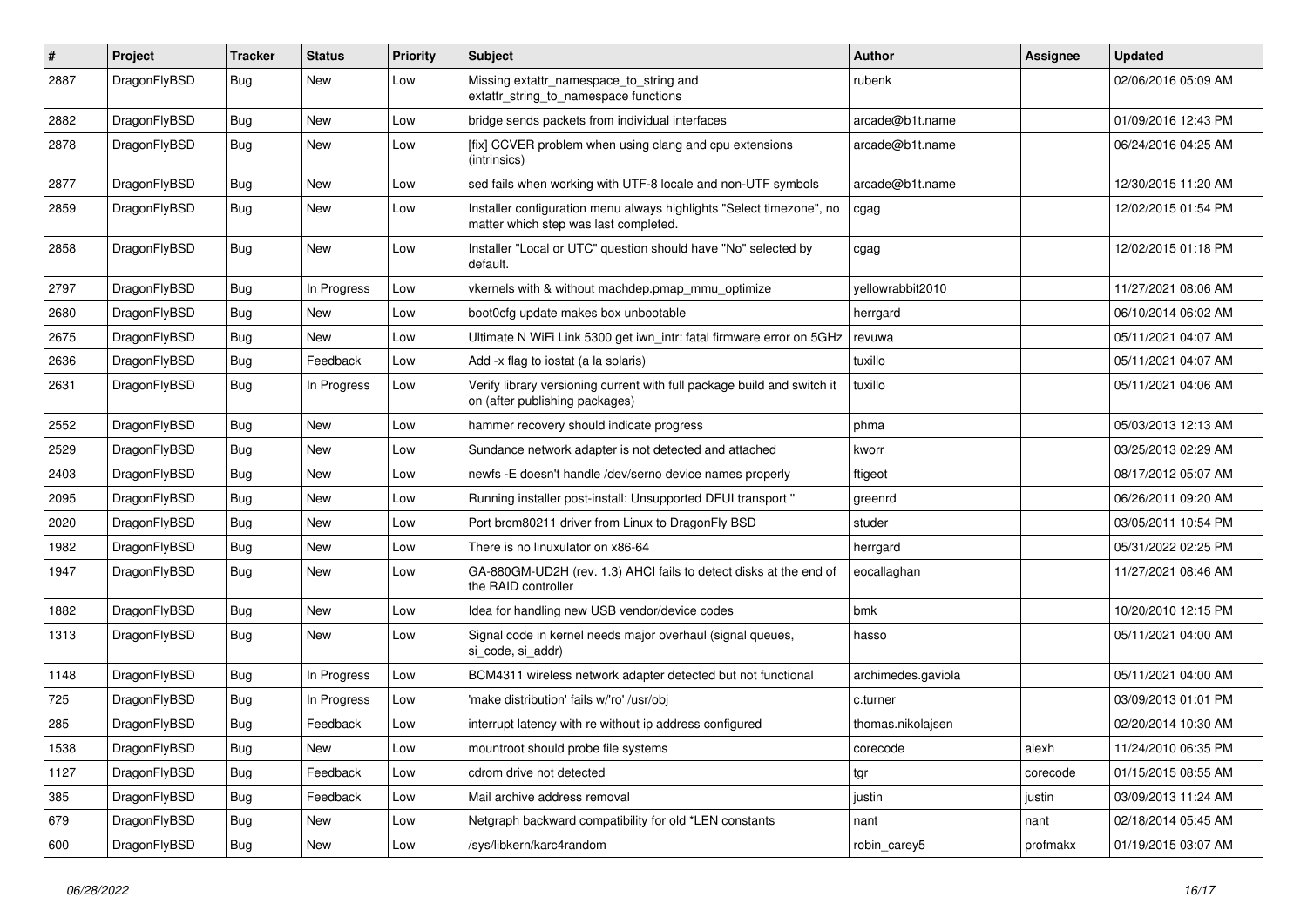| # | Project | Tracker | Status | Priority | Subject | Author | Assignee | Updated |
|---|---|---|---|---|---|---|---|---|
| 2887 | DragonFlyBSD | Bug | New | Low | Missing extattr_namespace_to_string and extattr_string_to_namespace functions | rubenk | | 02/06/2016 05:09 AM |
| 2882 | DragonFlyBSD | Bug | New | Low | bridge sends packets from individual interfaces | arcade@b1t.name | | 01/09/2016 12:43 PM |
| 2878 | DragonFlyBSD | Bug | New | Low | [fix] CCVER problem when using clang and cpu extensions (intrinsics) | arcade@b1t.name | | 06/24/2016 04:25 AM |
| 2877 | DragonFlyBSD | Bug | New | Low | sed fails when working with UTF-8 locale and non-UTF symbols | arcade@b1t.name | | 12/30/2015 11:20 AM |
| 2859 | DragonFlyBSD | Bug | New | Low | Installer configuration menu always highlights "Select timezone", no matter which step was last completed. | cgag | | 12/02/2015 01:54 PM |
| 2858 | DragonFlyBSD | Bug | New | Low | Installer "Local or UTC" question should have "No" selected by default. | cgag | | 12/02/2015 01:18 PM |
| 2797 | DragonFlyBSD | Bug | In Progress | Low | vkernels with & without machdep.pmap_mmu_optimize | yellowrabbit2010 | | 11/27/2021 08:06 AM |
| 2680 | DragonFlyBSD | Bug | New | Low | boot0cfg update makes box unbootable | herrgard | | 06/10/2014 06:02 AM |
| 2675 | DragonFlyBSD | Bug | New | Low | Ultimate N WiFi Link 5300 get iwn_intr: fatal firmware error on 5GHz | revuwa | | 05/11/2021 04:07 AM |
| 2636 | DragonFlyBSD | Bug | Feedback | Low | Add -x flag to iostat (a la solaris) | tuxillo | | 05/11/2021 04:07 AM |
| 2631 | DragonFlyBSD | Bug | In Progress | Low | Verify library versioning current with full package build and switch it on (after publishing packages) | tuxillo | | 05/11/2021 04:06 AM |
| 2552 | DragonFlyBSD | Bug | New | Low | hammer recovery should indicate progress | phma | | 05/03/2013 12:13 AM |
| 2529 | DragonFlyBSD | Bug | New | Low | Sundance network adapter is not detected and attached | kworr | | 03/25/2013 02:29 AM |
| 2403 | DragonFlyBSD | Bug | New | Low | newfs -E doesn't handle /dev/serno device names properly | ftigeot | | 08/17/2012 05:07 AM |
| 2095 | DragonFlyBSD | Bug | New | Low | Running installer post-install: Unsupported DFUI transport " | greenrd | | 06/26/2011 09:20 AM |
| 2020 | DragonFlyBSD | Bug | New | Low | Port brcm80211 driver from Linux to DragonFly BSD | studer | | 03/05/2011 10:54 PM |
| 1982 | DragonFlyBSD | Bug | New | Low | There is no linuxulator on x86-64 | herrgard | | 05/31/2022 02:25 PM |
| 1947 | DragonFlyBSD | Bug | New | Low | GA-880GM-UD2H (rev. 1.3) AHCI fails to detect disks at the end of the RAID controller | eocallaghan | | 11/27/2021 08:46 AM |
| 1882 | DragonFlyBSD | Bug | New | Low | Idea for handling new USB vendor/device codes | bmk | | 10/20/2010 12:15 PM |
| 1313 | DragonFlyBSD | Bug | New | Low | Signal code in kernel needs major overhaul (signal queues, si_code, si_addr) | hasso | | 05/11/2021 04:00 AM |
| 1148 | DragonFlyBSD | Bug | In Progress | Low | BCM4311 wireless network adapter detected but not functional | archimedes.gaviola | | 05/11/2021 04:00 AM |
| 725 | DragonFlyBSD | Bug | In Progress | Low | 'make distribution' fails w/'ro' /usr/obj | c.turner | | 03/09/2013 01:01 PM |
| 285 | DragonFlyBSD | Bug | Feedback | Low | interrupt latency with re without ip address configured | thomas.nikolajsen | | 02/20/2014 10:30 AM |
| 1538 | DragonFlyBSD | Bug | New | Low | mountroot should probe file systems | corecode | alexh | 11/24/2010 06:35 PM |
| 1127 | DragonFlyBSD | Bug | Feedback | Low | cdrom drive not detected | tgr | corecode | 01/15/2015 08:55 AM |
| 385 | DragonFlyBSD | Bug | Feedback | Low | Mail archive address removal | justin | justin | 03/09/2013 11:24 AM |
| 679 | DragonFlyBSD | Bug | New | Low | Netgraph backward compatibility for old *LEN constants | nant | nant | 02/18/2014 05:45 AM |
| 600 | DragonFlyBSD | Bug | New | Low | /sys/libkern/karc4random | robin_carey5 | profmakx | 01/19/2015 03:07 AM |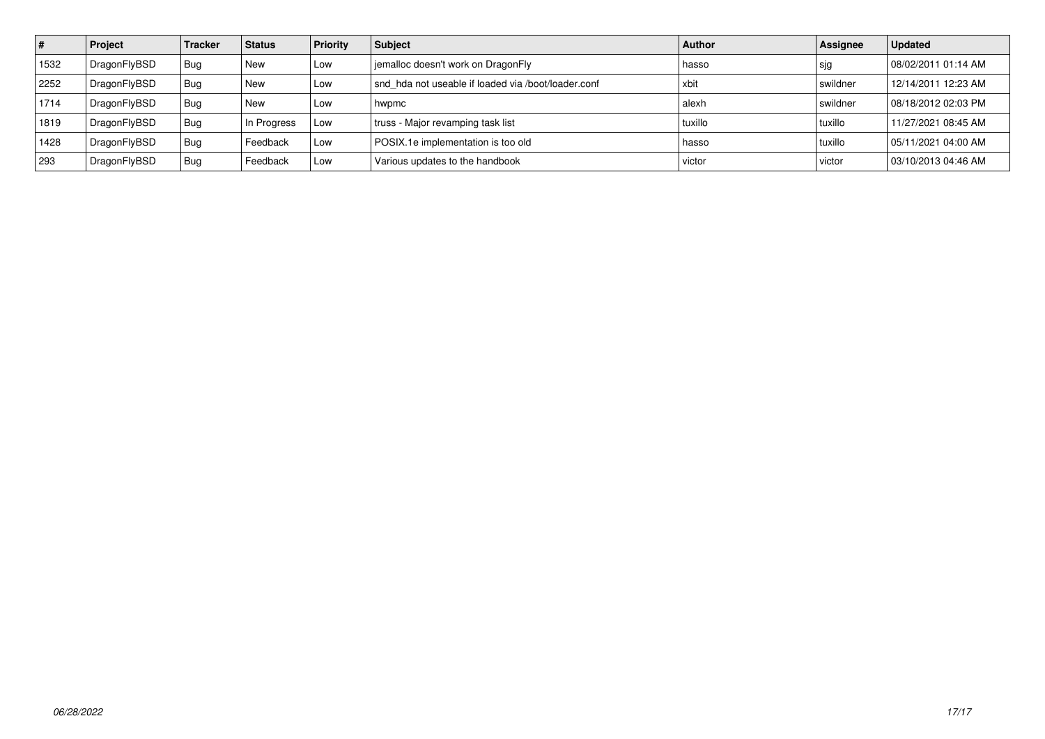| # | Project | Tracker | Status | Priority | Subject | Author | Assignee | Updated |
|---|---|---|---|---|---|---|---|---|
| 1532 | DragonFlyBSD | Bug | New | Low | jemalloc doesn't work on DragonFly | hasso | sjg | 08/02/2011 01:14 AM |
| 2252 | DragonFlyBSD | Bug | New | Low | snd_hda not useable if loaded via /boot/loader.conf | xbit | swildner | 12/14/2011 12:23 AM |
| 1714 | DragonFlyBSD | Bug | New | Low | hwpmc | alexh | swildner | 08/18/2012 02:03 PM |
| 1819 | DragonFlyBSD | Bug | In Progress | Low | truss - Major revamping task list | tuxillo | tuxillo | 11/27/2021 08:45 AM |
| 1428 | DragonFlyBSD | Bug | Feedback | Low | POSIX.1e implementation is too old | hasso | tuxillo | 05/11/2021 04:00 AM |
| 293 | DragonFlyBSD | Bug | Feedback | Low | Various updates to the handbook | victor | victor | 03/10/2013 04:46 AM |